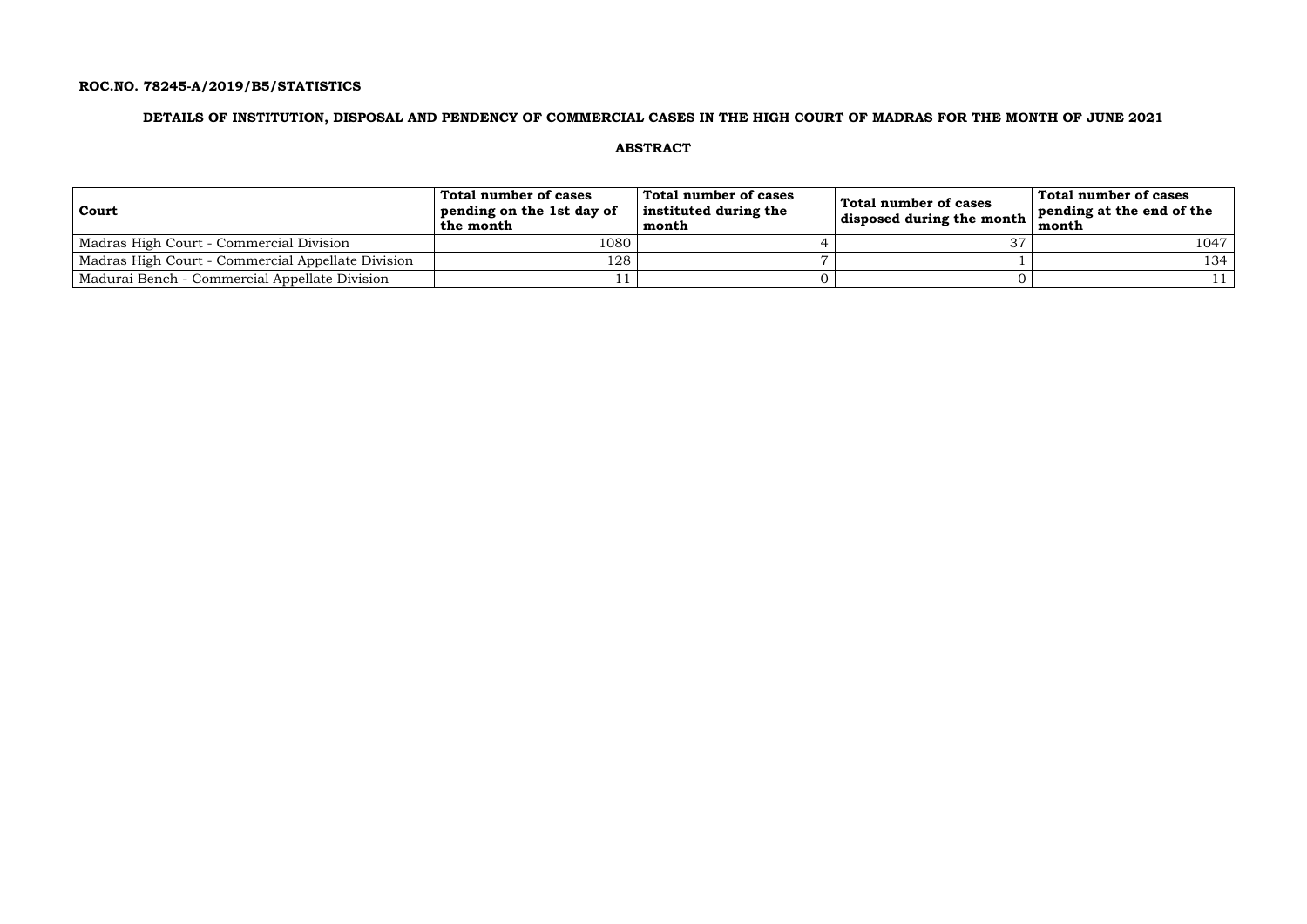**ROC.NO. 78245-A/2019/B5/STATISTICS**

## DETAILS OF INSTITUTION, DISPOSAL AND PENDENCY OF COMMERCIAL CASES IN THE HIGH COURT OF MADRAS FOR THE MONTH OF JUNE 2021

### ABSTRACT

| Court | Total number of cases pending on the 1st day of the month | Total number of cases instituted during the month | Total number of cases disposed during the month | Total number of cases pending at the end of the month |
|---|---|---|---|---|
| Madras High Court - Commercial Division | 1080 | 4 | 37 | 1047 |
| Madras High Court - Commercial Appellate Division | 128 | 7 | 1 | 134 |
| Madurai Bench - Commercial Appellate Division | 11 | 0 | 0 | 11 |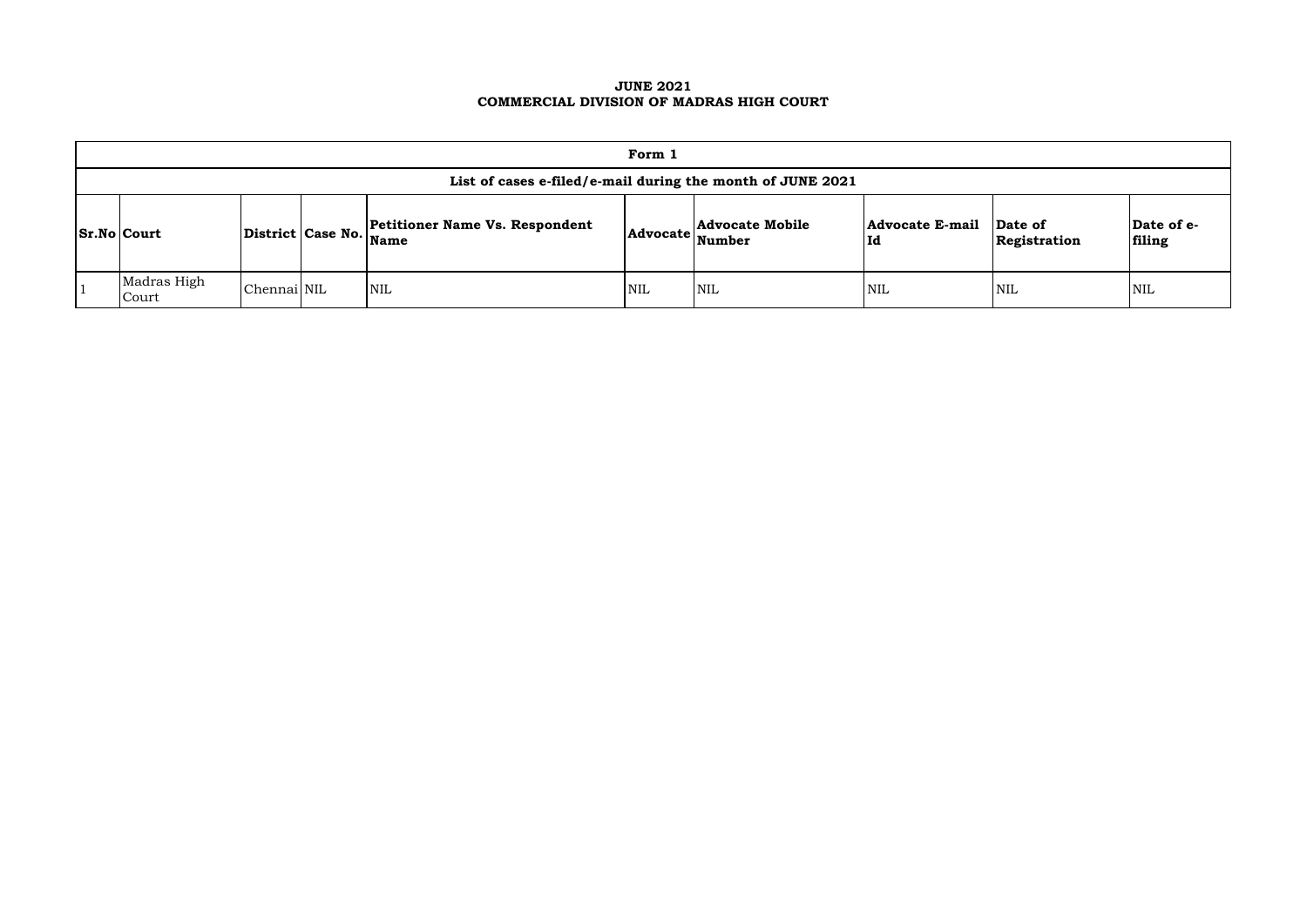**JUNE 2021**
**COMMERCIAL DIVISION OF MADRAS HIGH COURT**

| **Form 1** | | | | | | | | | |
|---|---|---|---|---|---|---|---|---|---|
| **List of cases e-filed/e-mail during the month of JUNE 2021** | | | | | | | | | |
| **Sr.No** | **Court** | **District** | **Case No.** | **Petitioner Name Vs. Respondent Name** | **Advocate** | **Advocate Mobile Number** | **Advocate E-mail Id** | **Date of Registration** | **Date of e-filing** |
| 1 | Madras High Court | Chennai | NIL | NIL | NIL | NIL | NIL | NIL | NIL |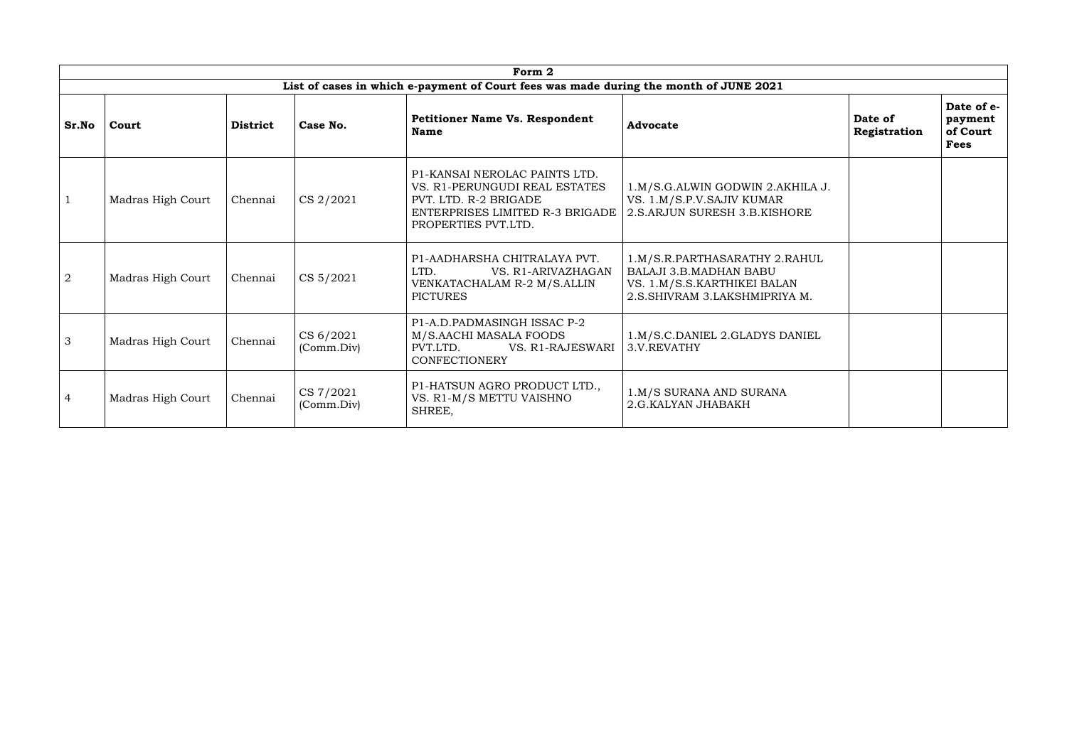| Form 2 | | | | | | | |
|---|---|---|---|---|---|---|---|
| **List of cases in which e-payment of Court fees was made during the month of JUNE 2021** | | | | | | | |
| **Sr.No** | **Court** | **District** | **Case No.** | **Petitioner Name Vs. Respondent Name** | **Advocate** | **Date of Registration** | **Date of e-payment of Court Fees** |
| 1 | Madras High Court | Chennai | CS 2/2021 | P1-KANSAI NEROLAC PAINTS LTD. VS. R1-PERUNGUDI REAL ESTATES PVT. LTD. R-2 BRIGADE ENTERPRISES LIMITED R-3 BRIGADE PROPERTIES PVT.LTD. | 1.M/S.G.ALWIN GODWIN 2.AKHILA J. VS. 1.M/S.P.V.SAJIV KUMAR 2.S.ARJUN SURESH 3.B.KISHORE | | |
| 2 | Madras High Court | Chennai | CS 5/2021 | P1-AADHARSHA CHITRALAYA PVT. LTD. VS. R1-ARIVAZHAGAN VENKATACHALAM R-2 M/S.ALLIN PICTURES | 1.M/S.R.PARTHASARATHY 2.RAHUL BALAJI 3.B.MADHAN BABU VS. 1.M/S.S.KARTHIKEI BALAN 2.S.SHIVRAM 3.LAKSHMIPRIYA M. | | |
| 3 | Madras High Court | Chennai | CS 6/2021 (Comm.Div) | P1-A.D.PADMASINGH ISSAC P-2 M/S.AACHI MASALA FOODS PVT.LTD. VS. R1-RAJESWARI CONFECTIONERY | 1.M/S.C.DANIEL 2.GLADYS DANIEL 3.V.REVATHY | | |
| 4 | Madras High Court | Chennai | CS 7/2021 (Comm.Div) | P1-HATSUN AGRO PRODUCT LTD., VS. R1-M/S METTU VAISHNO SHREE, | 1.M/S SURANA AND SURANA 2.G.KALYAN JHABAKH | | |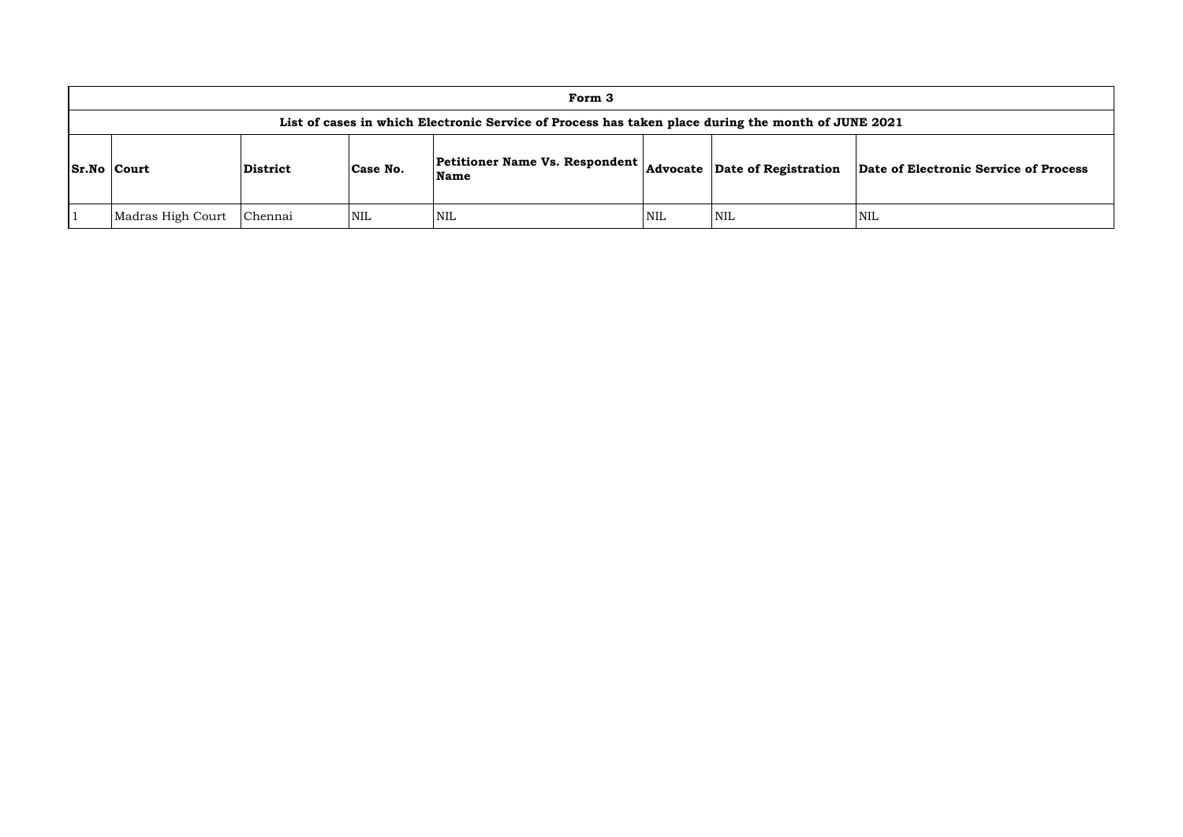| Form 3 | | | | | | | |
|---|---|---|---|---|---|---|---|
| List of cases in which Electronic Service of Process has taken place during the month of JUNE 2021 | | | | | | | |
| **Sr.No** | **Court** | **District** | **Case No.** | **Petitioner Name Vs. Respondent Name** | **Advocate** | **Date of Registration** | **Date of Electronic Service of Process** |
| 1 | Madras High Court | Chennai | NIL | NIL | NIL | NIL | NIL |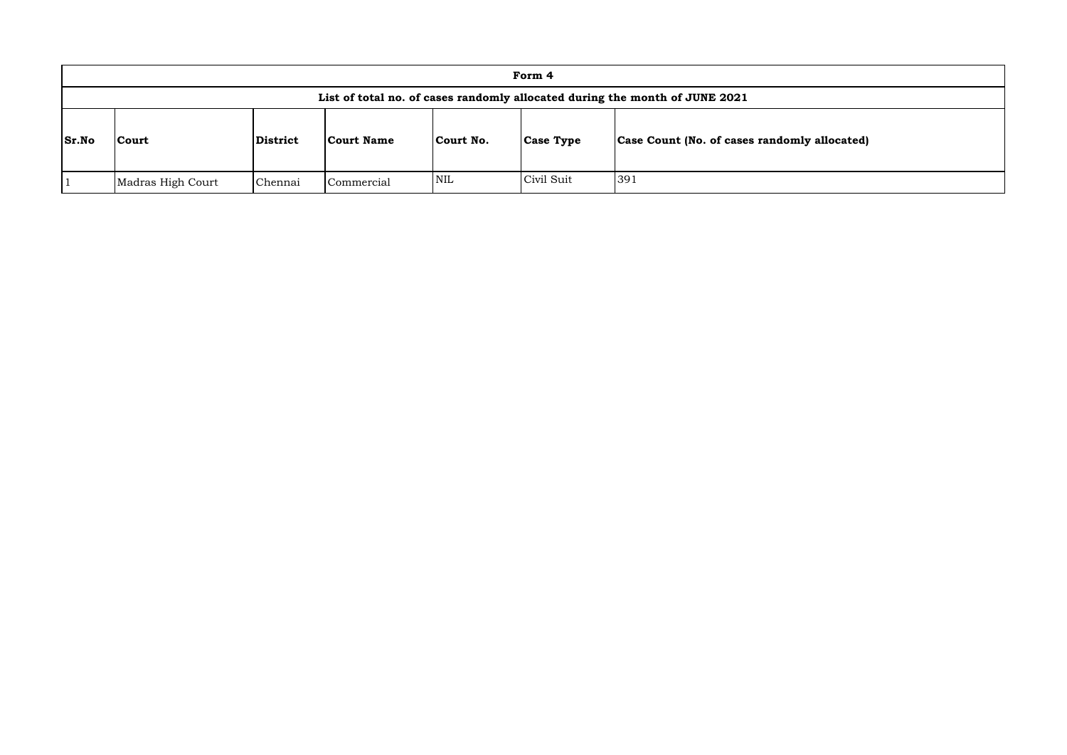| Form 4 | | | | | | |
|---|---|---|---|---|---|---|
| List of total no. of cases randomly allocated during the month of JUNE 2021 | | | | | | |
| **Sr.No** | **Court** | **District** | **Court Name** | **Court No.** | **Case Type** | **Case Count (No. of cases randomly allocated)** |
| 1 | Madras High Court | Chennai | Commercial | NIL | Civil Suit | 391 |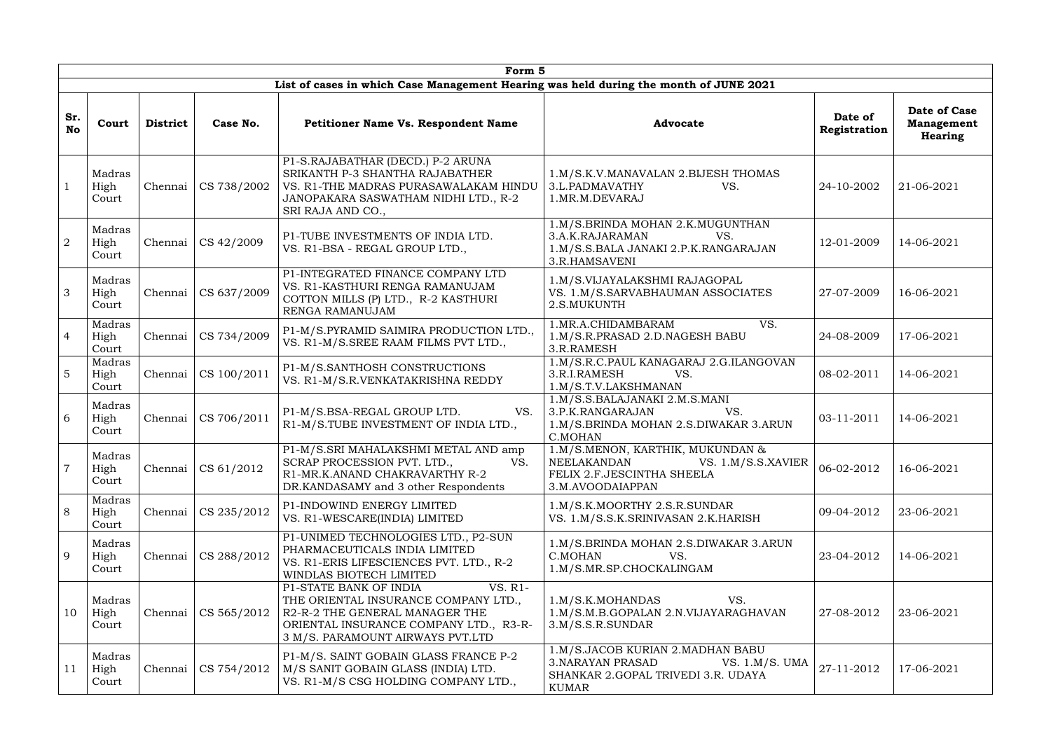| Form 5 | | | | | | | |
|---|---|---|---|---|---|---|---|
| **List of cases in which Case Management Hearing was held during the month of JUNE 2021** | | | | | | | |
| **Sr. No** | **Court** | **District** | **Case No.** | **Petitioner Name Vs. Respondent Name** | **Advocate** | **Date of Registration** | **Date of Case Management Hearing** |
| 1 | Madras High Court | Chennai | CS 738/2002 | P1-S.RAJABATHAR (DECD.) P-2 ARUNA SRIKANTH P-3 SHANTHA RAJABATHER VS. R1-THE MADRAS PURASAWALAKAM HINDU JANOPAKARA SASWATHAM NIDHI LTD., R-2 SRI RAJA AND CO., | 1.M/S.K.V.MANAVALAN 2.BIJESH THOMAS 3.L.PADMAVATHY VS. 1.MR.M.DEVARAJ | 24-10-2002 | 21-06-2021 |
| 2 | Madras High Court | Chennai | CS 42/2009 | P1-TUBE INVESTMENTS OF INDIA LTD. VS. R1-BSA - REGAL GROUP LTD., | 1.M/S.BRINDA MOHAN 2.K.MUGUNTHAN 3.A.K.RAJARAMAN VS. 1.M/S.S.BALA JANAKI 2.P.K.RANGARAJAN 3.R.HAMSAVENI | 12-01-2009 | 14-06-2021 |
| 3 | Madras High Court | Chennai | CS 637/2009 | P1-INTEGRATED FINANCE COMPANY LTD VS. R1-KASTHURI RENGA RAMANUJAM COTTON MILLS (P) LTD., R-2 KASTHURI RENGA RAMANUJAM | 1.M/S.VIJAYALAKSHMI RAJAGOPAL VS. 1.M/S.SARVABHAUMAN ASSOCIATES 2.S.MUKUNTH | 27-07-2009 | 16-06-2021 |
| 4 | Madras High Court | Chennai | CS 734/2009 | P1-M/S.PYRAMID SAIMIRA PRODUCTION LTD., VS. R1-M/S.SREE RAAM FILMS PVT LTD., | 1.MR.A.CHIDAMBARAM VS. 1.M/S.R.PRASAD 2.D.NAGESH BABU 3.R.RAMESH | 24-08-2009 | 17-06-2021 |
| 5 | Madras High Court | Chennai | CS 100/2011 | P1-M/S.SANTHOSH CONSTRUCTIONS VS. R1-M/S.R.VENKATAKRISHNA REDDY | 1.M/S.R.C.PAUL KANAGARAJ 2.G.ILANGOVAN 3.R.I.RAMESH VS. 1.M/S.T.V.LAKSHMANAN | 08-02-2011 | 14-06-2021 |
| 6 | Madras High Court | Chennai | CS 706/2011 | P1-M/S.BSA-REGAL GROUP LTD. VS. R1-M/S.TUBE INVESTMENT OF INDIA LTD., | 1.M/S.S.BALAJANAKI 2.M.S.MANI 3.P.K.RANGARAJAN VS. 1.M/S.BRINDA MOHAN 2.S.DIWAKAR 3.ARUN C.MOHAN | 03-11-2011 | 14-06-2021 |
| 7 | Madras High Court | Chennai | CS 61/2012 | P1-M/S.SRI MAHALAKSHMI METAL AND amp SCRAP PROCESSION PVT. LTD., VS. R1-MR.K.ANAND CHAKRAVARTHY R-2 DR.KANDASAMY and 3 other Respondents | 1.M/S.MENON, KARTHIK, MUKUNDAN & NEELAKANDAN VS. 1.M/S.S.XAVIER FELIX 2.F.JESCINTHA SHEELA 3.M.AVOODAIAPPAN | 06-02-2012 | 16-06-2021 |
| 8 | Madras High Court | Chennai | CS 235/2012 | P1-INDOWIND ENERGY LIMITED VS. R1-WESCARE(INDIA) LIMITED | 1.M/S.K.MOORTHY 2.S.R.SUNDAR VS. 1.M/S.S.K.SRINIVASAN 2.K.HARISH | 09-04-2012 | 23-06-2021 |
| 9 | Madras High Court | Chennai | CS 288/2012 | P1-UNIMED TECHNOLOGIES LTD., P2-SUN PHARMACEUTICALS INDIA LIMITED VS. R1-ERIS LIFESCIENCES PVT. LTD., R-2 WINDLAS BIOTECH LIMITED | 1.M/S.BRINDA MOHAN 2.S.DIWAKAR 3.ARUN C.MOHAN VS. 1.M/S.MR.SP.CHOCKALINGAM | 23-04-2012 | 14-06-2021 |
| 10 | Madras High Court | Chennai | CS 565/2012 | P1-STATE BANK OF INDIA VS. R1-THE ORIENTAL INSURANCE COMPANY LTD., R2-R-2 THE GENERAL MANAGER THE ORIENTAL INSURANCE COMPANY LTD., R3-R-3 M/S. PARAMOUNT AIRWAYS PVT.LTD | 1.M/S.K.MOHANDAS VS. 1.M/S.M.B.GOPALAN 2.N.VIJAYARAGHAVAN 3.M/S.S.R.SUNDAR | 27-08-2012 | 23-06-2021 |
| 11 | Madras High Court | Chennai | CS 754/2012 | P1-M/S. SAINT GOBAIN GLASS FRANCE P-2 M/S SANIT GOBAIN GLASS (INDIA) LTD. VS. R1-M/S CSG HOLDING COMPANY LTD., | 1.M/S.JACOB KURIAN 2.MADHAN BABU 3.NARAYAN PRASAD VS. 1.M/S. UMA SHANKAR 2.GOPAL TRIVEDI 3.R. UDAYA KUMAR | 27-11-2012 | 17-06-2021 |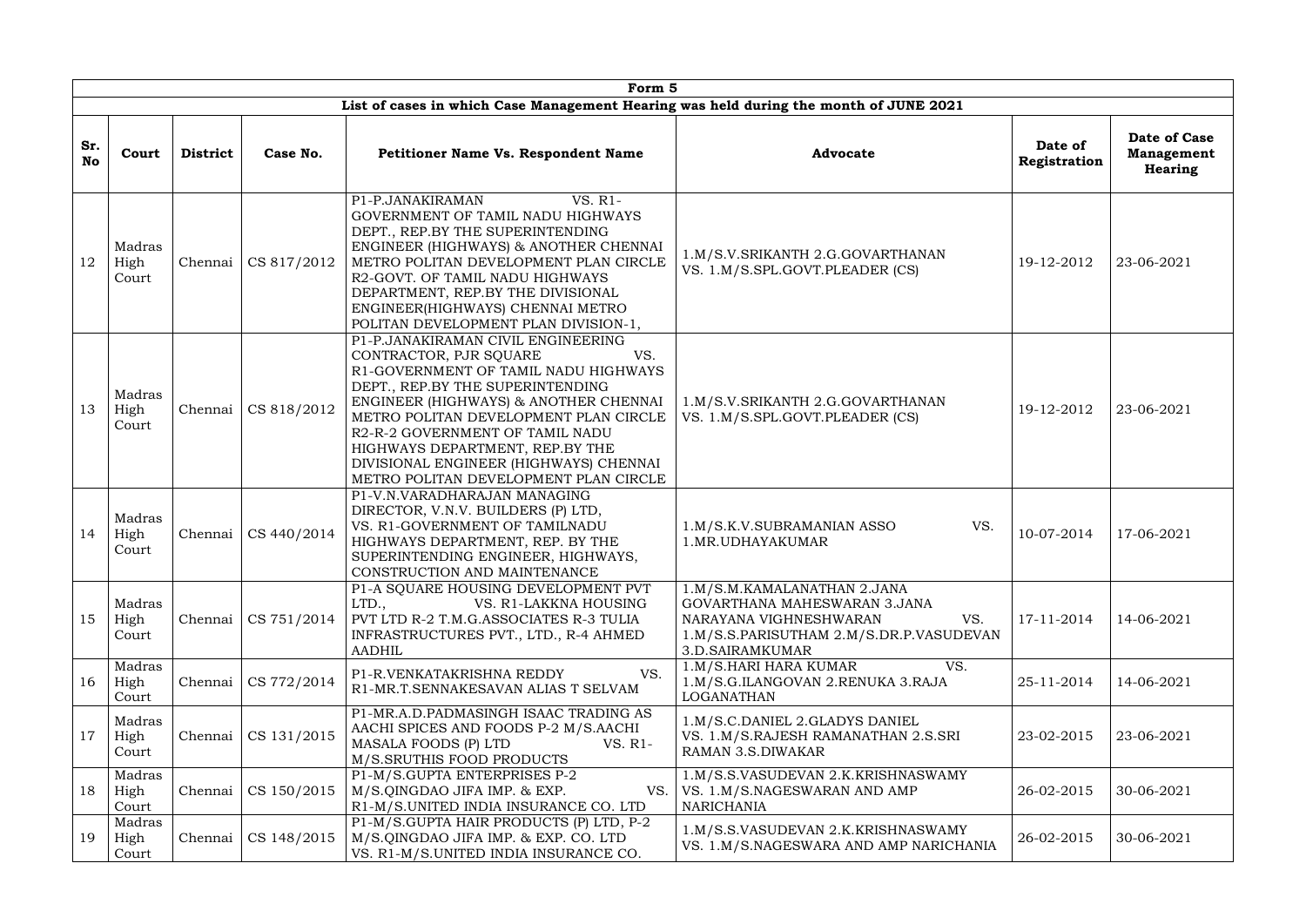| Form 5 | | | | | | | |
|---|---|---|---|---|---|---|---|
| **List of cases in which Case Management Hearing was held during the month of JUNE 2021** | | | | | | | |
| **Sr. No** | **Court** | **District** | **Case No.** | **Petitioner Name Vs. Respondent Name** | **Advocate** | **Date of Registration** | **Date of Case Management Hearing** |
| 12 | Madras High Court | Chennai | CS 817/2012 | P1-P.JANAKIRAMAN VS. R1-GOVERNMENT OF TAMIL NADU HIGHWAYS DEPT., REP.BY THE SUPERINTENDING ENGINEER (HIGHWAYS) & ANOTHER CHENNAI METRO POLITAN DEVELOPMENT PLAN CIRCLE R2-GOVT. OF TAMIL NADU HIGHWAYS DEPARTMENT, REP.BY THE DIVISIONAL ENGINEER(HIGHWAYS) CHENNAI METRO POLITAN DEVELOPMENT PLAN DIVISION-1, | 1.M/S.V.SRIKANTH 2.G.GOVARTHANAN VS. 1.M/S.SPL.GOVT.PLEADER (CS) | 19-12-2012 | 23-06-2021 |
| 13 | Madras High Court | Chennai | CS 818/2012 | P1-P.JANAKIRAMAN CIVIL ENGINEERING CONTRACTOR, PJR SQUARE VS. R1-GOVERNMENT OF TAMIL NADU HIGHWAYS DEPT., REP.BY THE SUPERINTENDING ENGINEER (HIGHWAYS) & ANOTHER CHENNAI METRO POLITAN DEVELOPMENT PLAN CIRCLE R2-R-2 GOVERNMENT OF TAMIL NADU HIGHWAYS DEPARTMENT, REP.BY THE DIVISIONAL ENGINEER (HIGHWAYS) CHENNAI METRO POLITAN DEVELOPMENT PLAN CIRCLE | 1.M/S.V.SRIKANTH 2.G.GOVARTHANAN VS. 1.M/S.SPL.GOVT.PLEADER (CS) | 19-12-2012 | 23-06-2021 |
| 14 | Madras High Court | Chennai | CS 440/2014 | P1-V.N.VARADHARAJAN MANAGING DIRECTOR, V.N.V. BUILDERS (P) LTD, VS. R1-GOVERNMENT OF TAMILNADU HIGHWAYS DEPARTMENT, REP. BY THE SUPERINTENDING ENGINEER, HIGHWAYS, CONSTRUCTION AND MAINTENANCE | 1.M/S.K.V.SUBRAMANIAN ASSO VS. 1.MR.UDHAYAKUMAR | 10-07-2014 | 17-06-2021 |
| 15 | Madras High Court | Chennai | CS 751/2014 | P1-A SQUARE HOUSING DEVELOPMENT PVT LTD., VS. R1-LAKKNA HOUSING PVT LTD R-2 T.M.G.ASSOCIATES R-3 TULIA INFRASTRUCTURES PVT., LTD., R-4 AHMED AADHIL | 1.M/S.M.KAMALANATHAN 2.JANA GOVARTHANA MAHESWARAN 3.JANA NARAYANA VIGHNESHWARAN VS. 1.M/S.S.PARISUTHAM 2.M/S.DR.P.VASUDEVAN 3.D.SAIRAMKUMAR | 17-11-2014 | 14-06-2021 |
| 16 | Madras High Court | Chennai | CS 772/2014 | P1-R.VENKATAKRISHNA REDDY VS. R1-MR.T.SENNAKESAVAN ALIAS T SELVAM | 1.M/S.HARI HARA KUMAR VS. 1.M/S.G.ILANGOVAN 2.RENUKA 3.RAJA LOGANATHAN | 25-11-2014 | 14-06-2021 |
| 17 | Madras High Court | Chennai | CS 131/2015 | P1-MR.A.D.PADMASINGH ISAAC TRADING AS AACHI SPICES AND FOODS P-2 M/S.AACHI MASALA FOODS (P) LTD VS. R1-M/S.SRUTHIS FOOD PRODUCTS | 1.M/S.C.DANIEL 2.GLADYS DANIEL VS. 1.M/S.RAJESH RAMANATHAN 2.S.SRI RAMAN 3.S.DIWAKAR | 23-02-2015 | 23-06-2021 |
| 18 | Madras High Court | Chennai | CS 150/2015 | P1-M/S.GUPTA ENTERPRISES P-2 M/S.QINGDAO JIFA IMP. & EXP. VS. R1-M/S.UNITED INDIA INSURANCE CO. LTD | 1.M/S.S.VASUDEVAN 2.K.KRISHNASWAMY VS. 1.M/S.NAGESWARAN AND AMP NARICHANIA | 26-02-2015 | 30-06-2021 |
| 19 | Madras High Court | Chennai | CS 148/2015 | P1-M/S.GUPTA HAIR PRODUCTS (P) LTD, P-2 M/S.QINGDAO JIFA IMP. & EXP. CO. LTD VS. R1-M/S.UNITED INDIA INSURANCE CO. | 1.M/S.S.VASUDEVAN 2.K.KRISHNASWAMY VS. 1.M/S.NAGESWARA AND AMP NARICHANIA | 26-02-2015 | 30-06-2021 |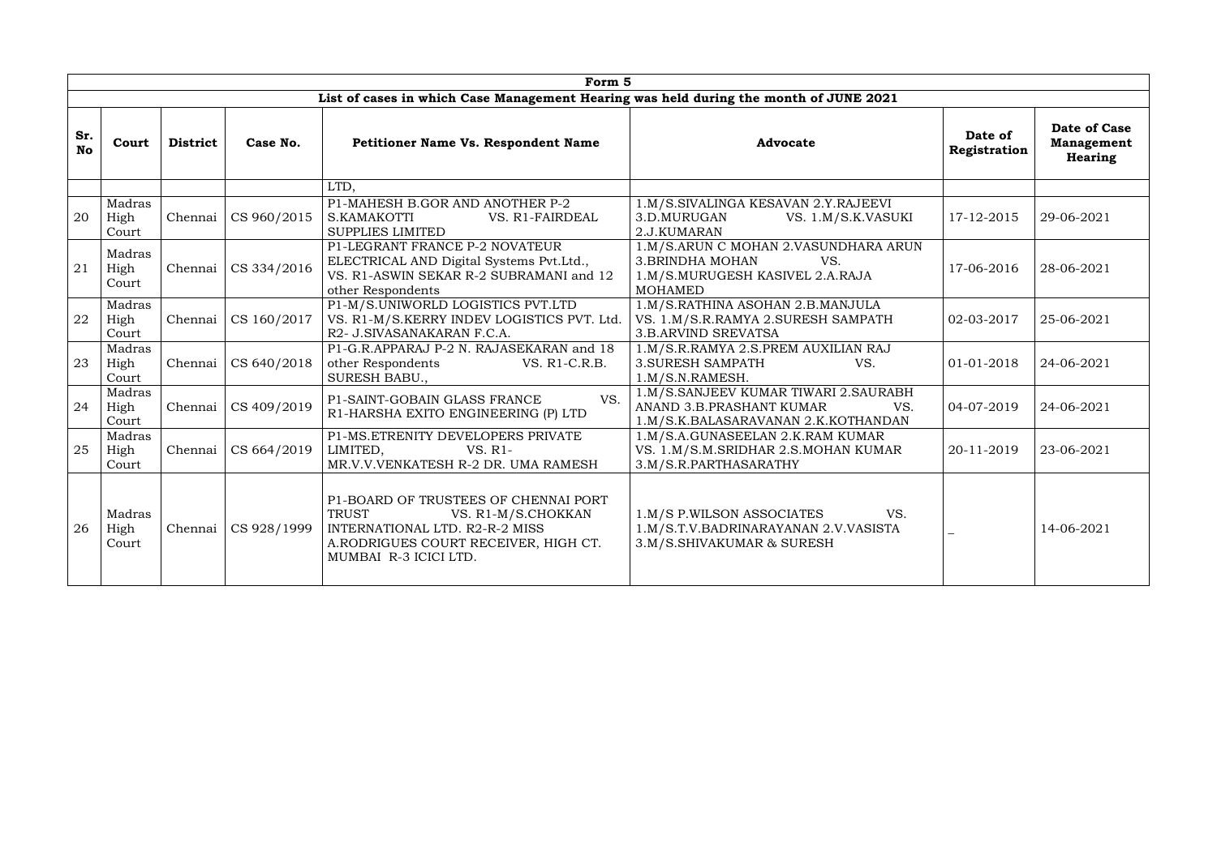| Form 5 | | | | | | | |
|---|---|---|---|---|---|---|---|
| List of cases in which Case Management Hearing was held during the month of JUNE 2021 | | | | | | | |
| Sr. No | Court | District | Case No. | Petitioner Name Vs. Respondent Name | Advocate | Date of Registration | Date of Case Management Hearing |
| | | | | LTD, | | | |
| 20 | Madras High Court | Chennai | CS 960/2015 | P1-MAHESH B.GOR AND ANOTHER P-2 S.KAMAKOTTI VS. R1-FAIRDEAL SUPPLIES LIMITED | 1.M/S.SIVALINGA KESAVAN 2.Y.RAJEEVI 3.D.MURUGAN VS. 1.M/S.K.VASUKI 2.J.KUMARAN | 17-12-2015 | 29-06-2021 |
| 21 | Madras High Court | Chennai | CS 334/2016 | P1-LEGRANT FRANCE P-2 NOVATEUR ELECTRICAL AND Digital Systems Pvt.Ltd., VS. R1-ASWIN SEKAR R-2 SUBRAMANI and 12 other Respondents | 1.M/S.ARUN C MOHAN 2.VASUNDHARA ARUN 3.BRINDHA MOHAN VS. 1.M/S.MURUGESH KASIVEL 2.A.RAJA MOHAMED | 17-06-2016 | 28-06-2021 |
| 22 | Madras High Court | Chennai | CS 160/2017 | P1-M/S.UNIWORLD LOGISTICS PVT.LTD VS. R1-M/S.KERRY INDEV LOGISTICS PVT. Ltd. R2- J.SIVASANAKARAN F.C.A. | 1.M/S.RATHINA ASOHAN 2.B.MANJULA VS. 1.M/S.R.RAMYA 2.SURESH SAMPATH 3.B.ARVIND SREVATSA | 02-03-2017 | 25-06-2021 |
| 23 | Madras High Court | Chennai | CS 640/2018 | P1-G.R.APPARAJ P-2 N. RAJASEKARAN and 18 other Respondents VS. R1-C.R.B. SURESH BABU., | 1.M/S.R.RAMYA 2.S.PREM AUXILIAN RAJ 3.SURESH SAMPATH VS. 1.M/S.N.RAMESH. | 01-01-2018 | 24-06-2021 |
| 24 | Madras High Court | Chennai | CS 409/2019 | P1-SAINT-GOBAIN GLASS FRANCE VS. R1-HARSHA EXITO ENGINEERING (P) LTD | 1.M/S.SANJEEV KUMAR TIWARI 2.SAURABH ANAND 3.B.PRASHANT KUMAR VS. 1.M/S.K.BALASARAVANAN 2.K.KOTHANDAN | 04-07-2019 | 24-06-2021 |
| 25 | Madras High Court | Chennai | CS 664/2019 | P1-MS.ETRENITY DEVELOPERS PRIVATE LIMITED, VS. R1- MR.V.V.VENKATESH R-2 DR. UMA RAMESH | 1.M/S.A.GUNASEELAN 2.K.RAM KUMAR VS. 1.M/S.M.SRIDHAR 2.S.MOHAN KUMAR 3.M/S.R.PARTHASARATHY | 20-11-2019 | 23-06-2021 |
| 26 | Madras High Court | Chennai | CS 928/1999 | P1-BOARD OF TRUSTEES OF CHENNAI PORT TRUST VS. R1-M/S.CHOKKAN INTERNATIONAL LTD. R2-R-2 MISS A.RODRIGUES COURT RECEIVER, HIGH CT. MUMBAI R-3 ICICI LTD. | 1.M/S P.WILSON ASSOCIATES VS. 1.M/S.T.V.BADRINARAYANAN 2.V.VASISTA 3.M/S.SHIVAKUMAR & SURESH | _ | 14-06-2021 |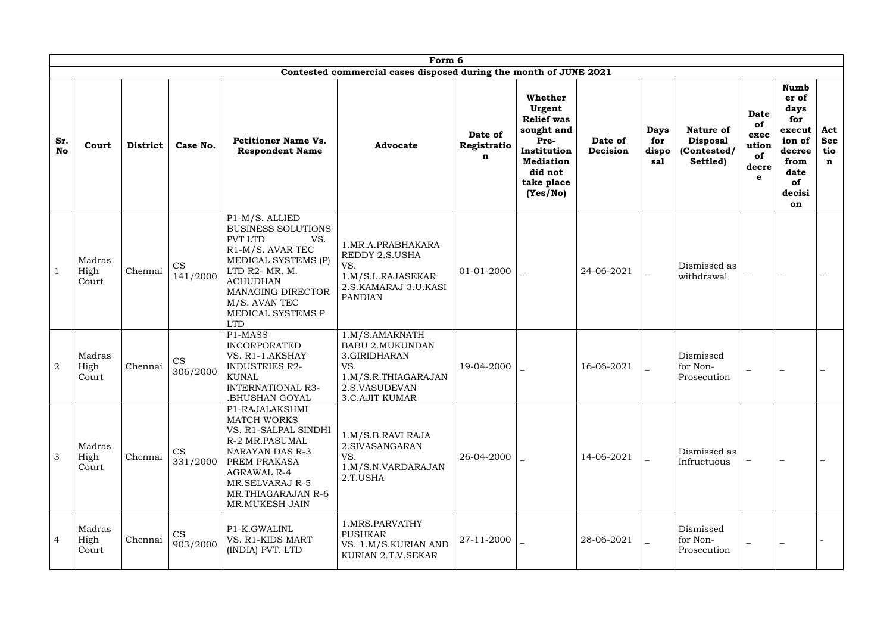| Form 6 | | | | | | | | | | | | | |
|---|---|---|---|---|---|---|---|---|---|---|---|---|---|
| Contested commercial cases disposed during the month of JUNE 2021 | | | | | | | | | | | | | |
| Sr. No | Court | District | Case No. | Petitioner Name Vs. Respondent Name | Advocate | Date of Registration | Whether Urgent Relief was sought and Pre-Institution Mediation did not take place (Yes/No) | Date of Decision | Days for disposal | Nature of Disposal (Contested/ Settled) | Date of execution of decree | Number of days for execution of decree from date of decision | Act Section |
| 1 | Madras High Court | Chennai | CS 141/2000 | P1-M/S. ALLIED BUSINESS SOLUTIONS PVT LTD VS. R1-M/S. AVAR TEC MEDICAL SYSTEMS (P) LTD R2- MR. M. ACHUDHAN MANAGING DIRECTOR M/S. AVAN TEC MEDICAL SYSTEMS P LTD | 1.MR.A.PRABHAKARA REDDY 2.S.USHA VS. 1.M/S.L.RAJASEKAR 2.S.KAMARAJ 3.U.KASI PANDIAN | 01-01-2000 | _ | 24-06-2021 | _ | Dismissed as withdrawal | _ | _ | _ |
| 2 | Madras High Court | Chennai | CS 306/2000 | P1-MASS INCORPORATED VS. R1-1.AKSHAY INDUSTRIES R2-KUNAL INTERNATIONAL R3-.BHUSHAN GOYAL | 1.M/S.AMARNATH BABU 2.MUKUNDAN 3.GIRIDHARAN VS. 1.M/S.R.THIAGARAJAN 2.S.VASUDEVAN 3.C.AJIT KUMAR | 19-04-2000 | _ | 16-06-2021 | _ | Dismissed for Non-Prosecution | _ | _ | _ |
| 3 | Madras High Court | Chennai | CS 331/2000 | P1-RAJALAKSHMI MATCH WORKS VS. R1-SALPAL SINDHI R-2 MR.PASUMAL NARAYAN DAS R-3 PREM PRAKASA AGRAWAL R-4 MR.SELVARAJ R-5 MR.THIAGARAJAN R-6 MR.MUKESH JAIN | 1.M/S.B.RAVI RAJA 2.SIVASANGARAN VS. 1.M/S.N.VARDARAJAN 2.T.USHA | 26-04-2000 | _ | 14-06-2021 | _ | Dismissed as Infructuous | _ | _ | _ |
| 4 | Madras High Court | Chennai | CS 903/2000 | P1-K.GWALINL VS. R1-KIDS MART (INDIA) PVT. LTD | 1.MRS.PARVATHY PUSHKAR VS. 1.M/S.KURIAN AND KURIAN 2.T.V.SEKAR | 27-11-2000 | _ | 28-06-2021 | _ | Dismissed for Non-Prosecution | _ | _ | - |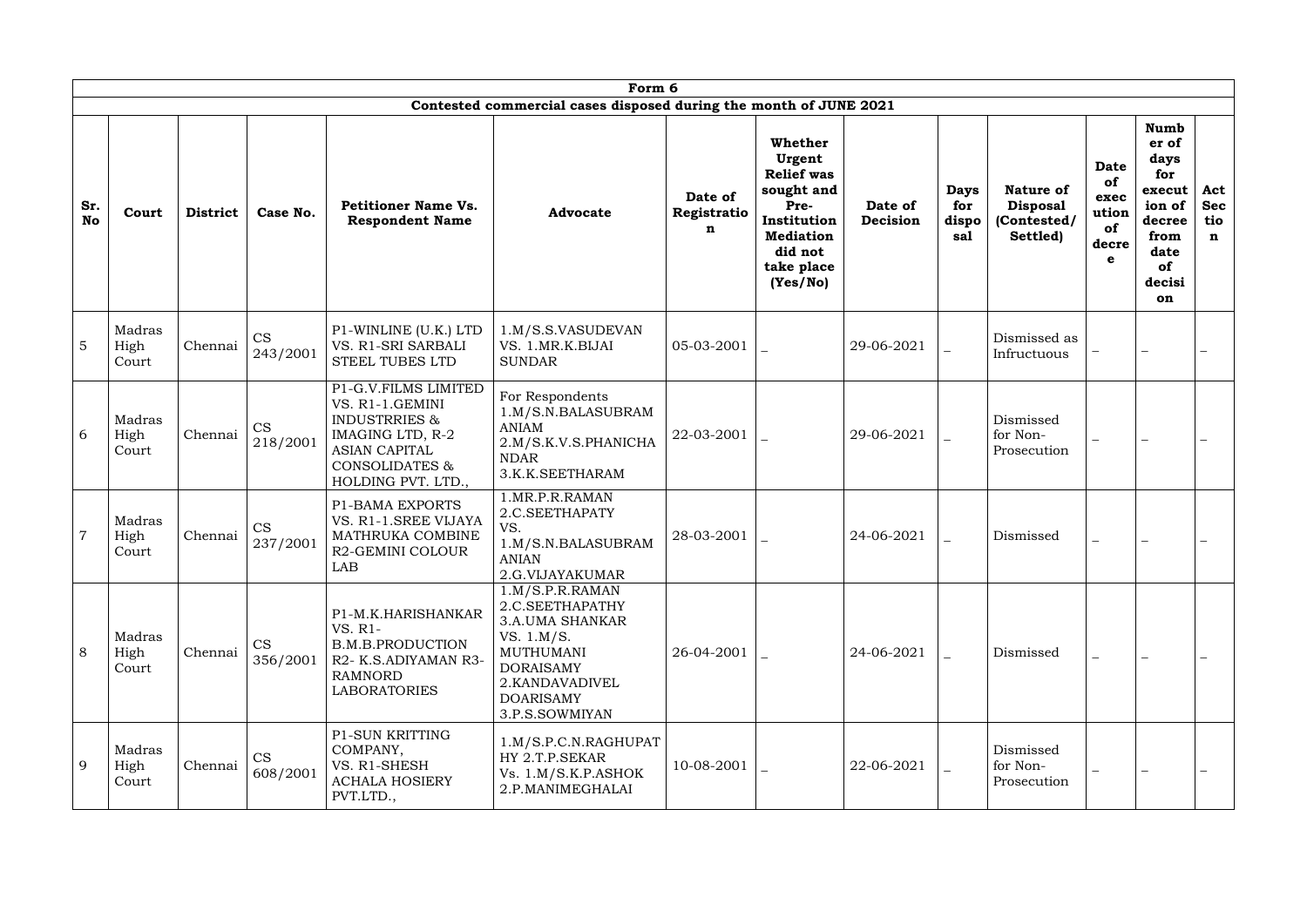| Form 6 | | | | | | | | | | | | | | |
|---|---|---|---|---|---|---|---|---|---|---|---|---|---|---|
| Contested commercial cases disposed during the month of JUNE 2021 | | | | | | | | | | | | | | |
| **Sr. No** | **Court** | **District** | **Case No.** | **Petitioner Name Vs. Respondent Name** | **Advocate** | **Date of Registration** | **Whether Urgent Relief was sought and Pre-Institution Mediation did not take place (Yes/No)** | **Date of Decision** | **Days for disposal** | **Nature of Disposal (Contested/ Settled)** | **Date of execution of decree** | **Number of days for execution of decree from date of decision** | **Act Section** |
| 5 | Madras High Court | Chennai | CS 243/2001 | P1-WINLINE (U.K.) LTD VS. R1-SRI SARBALI STEEL TUBES LTD | 1.M/S.S.VASUDEVAN VS. 1.MR.K.BIJAI SUNDAR | 05-03-2001 | _ | 29-06-2021 | _ | Dismissed as Infructuous | _ | _ | _ |
| 6 | Madras High Court | Chennai | CS 218/2001 | P1-G.V.FILMS LIMITED VS. R1-1.GEMINI INDUSTRRIES & IMAGING LTD, R-2 ASIAN CAPITAL CONSOLIDATES & HOLDING PVT. LTD., | For Respondents 1.M/S.N.BALASUBRAMANIAM 2.M/S.K.V.S.PHANICHANDAR 3.K.K.SEETHARAM | 22-03-2001 | _ | 29-06-2021 | _ | Dismissed for Non-Prosecution | _ | _ | _ |
| 7 | Madras High Court | Chennai | CS 237/2001 | P1-BAMA EXPORTS VS. R1-1.SREE VIJAYA MATHRUKA COMBINE R2-GEMINI COLOUR LAB | 1.MR.P.R.RAMAN 2.C.SEETHAPATY VS. 1.M/S.N.BALASUBRAMANIAN 2.G.VIJAYAKUMAR | 28-03-2001 | _ | 24-06-2021 | _ | Dismissed | _ | _ | _ |
| 8 | Madras High Court | Chennai | CS 356/2001 | P1-M.K.HARISHANKAR VS. R1-B.M.B.PRODUCTION R2- K.S.ADIYAMAN R3-RAMNORD LABORATORIES | 1.M/S.P.R.RAMAN 2.C.SEETHAPATHY 3.A.UMA SHANKAR VS. 1.M/S. MUTHUMANI DORAISAMY 2.KANDAVADIVEL DOARISAMY 3.P.S.SOWMIYAN | 26-04-2001 | _ | 24-06-2021 | _ | Dismissed | _ | _ | _ |
| 9 | Madras High Court | Chennai | CS 608/2001 | P1-SUN KRITTING COMPANY, VS. R1-SHESH ACHALA HOSIERY PVT.LTD., | 1.M/S.P.C.N.RAGHUPATHY 2.T.P.SEKAR Vs. 1.M/S.K.P.ASHOK 2.P.MANIMEGHALAI | 10-08-2001 | _ | 22-06-2021 | _ | Dismissed for Non-Prosecution | _ | _ | _ |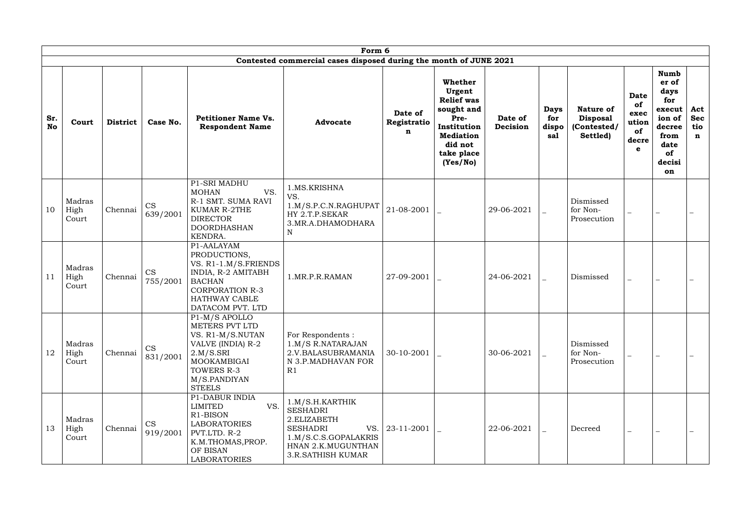| Form 6 | | | | | | | | | | | | | |
|---|---|---|---|---|---|---|---|---|---|---|---|---|---|
| Contested commercial cases disposed during the month of JUNE 2021 | | | | | | | | | | | | | |
| **Sr. No** | **Court** | **District** | **Case No.** | **Petitioner Name Vs. Respondent Name** | **Advocate** | **Date of Registration** | **Whether Urgent Relief was sought and Pre-Institution Mediation did not take place (Yes/No)** | **Date of Decision** | **Days for disposal** | **Nature of Disposal (Contested/ Settled)** | **Date of execution of decree** | **Number of days for execution of decree from date of decision** | **Act Section** |
| 10 | Madras High Court | Chennai | CS 639/2001 | P1-SRI MADHU MOHAN VS. R-1 SMT. SUMA RAVI KUMAR R-2THE DIRECTOR DOORDHASHAN KENDRA. | 1.MS.KRISHNA VS. 1.M/S.P.C.N.RAGHUPATHY 2.T.P.SEKAR 3.MR.A.DHAMODHARAN | 21-08-2001 | _ | 29-06-2021 | _ | Dismissed for Non-Prosecution | _ | _ | _ |
| 11 | Madras High Court | Chennai | CS 755/2001 | P1-AALAYAM PRODUCTIONS, VS. R1-1.M/S.FRIENDS INDIA, R-2 AMITABH BACHAN CORPORATION R-3 HATHWAY CABLE DATACOM PVT. LTD | 1.MR.P.R.RAMAN | 27-09-2001 | _ | 24-06-2021 | _ | Dismissed | _ | _ | _ |
| 12 | Madras High Court | Chennai | CS 831/2001 | P1-M/S APOLLO METERS PVT LTD VS. R1-M/S.NUTAN VALVE (INDIA) R-2 2.M/S.SRI MOOKAMBIGAI TOWERS R-3 M/S.PANDIYAN STEELS | For Respondents : 1.M/S R.NATARAJAN 2.V.BALASUBRAMANIAN 3.P.MADHAVAN FOR R1 | 30-10-2001 | _ | 30-06-2021 | _ | Dismissed for Non-Prosecution | _ | _ | _ |
| 13 | Madras High Court | Chennai | CS 919/2001 | P1-DABUR INDIA LIMITED VS. R1-BISON LABORATORIES PVT.LTD. R-2 K.M.THOMAS,PROP. OF BISAN LABORATORIES | 1.M/S.H.KARTHIK SESHADRI 2.ELIZABETH SESHADRI VS. 1.M/S.C.S.GOPALAKRISHNAN 2.K.MUGUNTHAN 3.R.SATHISH KUMAR | 23-11-2001 | _ | 22-06-2021 | _ | Decreed | _ | _ | _ |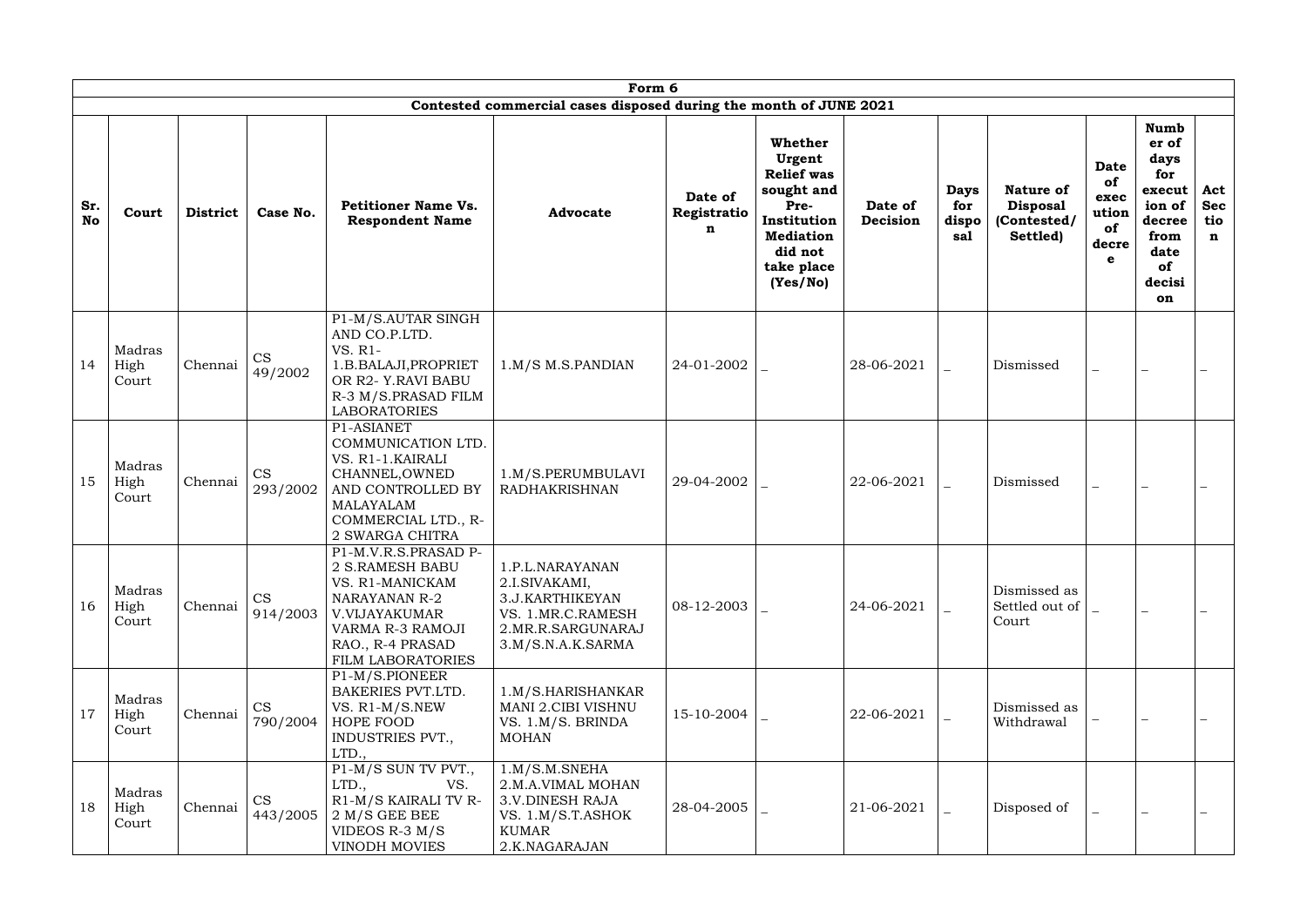| Form 6 | | | | | | | | | | | | | |
|---|---|---|---|---|---|---|---|---|---|---|---|---|---|
| Contested commercial cases disposed during the month of JUNE 2021 | | | | | | | | | | | | | |
| **Sr. No** | **Court** | **District** | **Case No.** | **Petitioner Name Vs. Respondent Name** | **Advocate** | **Date of Registration** | **Whether Urgent Relief was sought and Pre-Institution Mediation did not take place (Yes/No)** | **Date of Decision** | **Days for disposal** | **Nature of Disposal (Contested/ Settled)** | **Date of execution of decree** | **Number of days for execution of decree from date of decision** | **Act Section** |
| 14 | Madras High Court | Chennai | CS 49/2002 | P1-M/S.AUTAR SINGH AND CO.P.LTD. VS. R1-1.B.BALAJI,PROPRIETOR R2- Y.RAVI BABU R-3 M/S.PRASAD FILM LABORATORIES | 1.M/S M.S.PANDIAN | 24-01-2002 | _ | 28-06-2021 | _ | Dismissed | _ | _ | _ |
| 15 | Madras High Court | Chennai | CS 293/2002 | P1-ASIANET COMMUNICATION LTD. VS. R1-1.KAIRALI CHANNEL,OWNED AND CONTROLLED BY MALAYALAM COMMERCIAL LTD., R-2 SWARGA CHITRA | 1.M/S.PERUMBULAVI RADHAKRISHNAN | 29-04-2002 | _ | 22-06-2021 | _ | Dismissed | _ | _ | _ |
| 16 | Madras High Court | Chennai | CS 914/2003 | P1-M.V.R.S.PRASAD P-2 S.RAMESH BABU VS. R1-MANICKAM NARAYANAN R-2 V.VIJAYAKUMAR VARMA R-3 RAMOJI RAO., R-4 PRASAD FILM LABORATORIES | 1.P.L.NARAYANAN 2.I.SIVAKAMI, 3.J.KARTHIKEYAN VS. 1.MR.C.RAMESH 2.MR.R.SARGUNARAJ 3.M/S.N.A.K.SARMA | 08-12-2003 | _ | 24-06-2021 | _ | Dismissed as Settled out of Court | _ | _ | _ |
| 17 | Madras High Court | Chennai | CS 790/2004 | P1-M/S.PIONEER BAKERIES PVT.LTD. VS. R1-M/S.NEW HOPE FOOD INDUSTRIES PVT., LTD., | 1.M/S.HARISHANKAR MANI 2.CIBI VISHNU VS. 1.M/S. BRINDA MOHAN | 15-10-2004 | _ | 22-06-2021 | _ | Dismissed as Withdrawal | _ | _ | _ |
| 18 | Madras High Court | Chennai | CS 443/2005 | P1-M/S SUN TV PVT., LTD., VS. R1-M/S KAIRALI TV R-2 M/S GEE BEE VIDEOS R-3 M/S VINODH MOVIES | 1.M/S.M.SNEHA 2.M.A.VIMAL MOHAN 3.V.DINESH RAJA VS. 1.M/S.T.ASHOK KUMAR 2.K.NAGARAJAN | 28-04-2005 | _ | 21-06-2021 | _ | Disposed of | _ | _ | _ |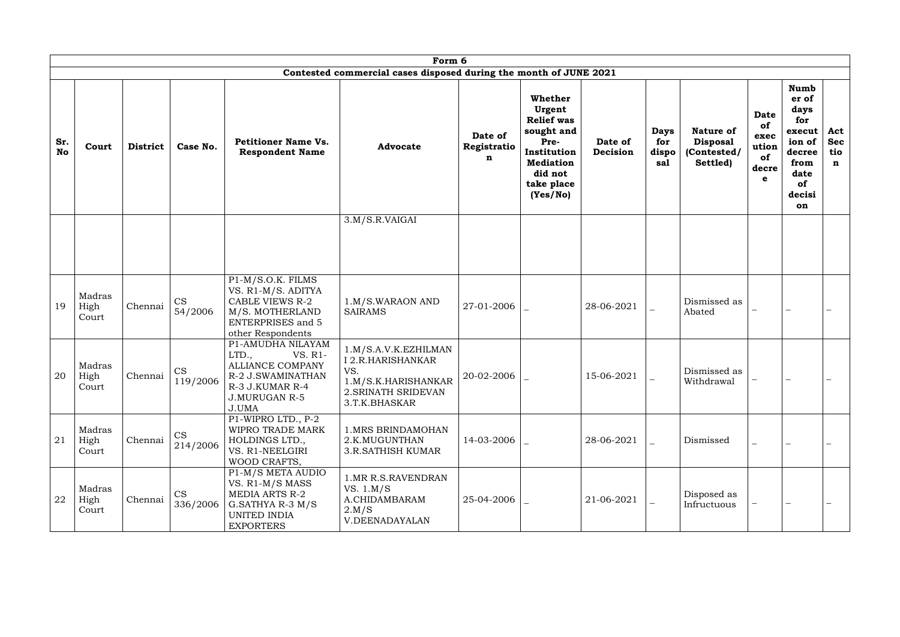| Form 6 | | | | | | | | | | | | | |
|---|---|---|---|---|---|---|---|---|---|---|---|---|---|
| Contested commercial cases disposed during the month of JUNE 2021 | | | | | | | | | | | | | |
| **Sr. No** | **Court** | **District** | **Case No.** | **Petitioner Name Vs. Respondent Name** | **Advocate** | **Date of Registration** | **Whether Urgent Relief was sought and Pre-Institution Mediation did not take place (Yes/No)** | **Date of Decision** | **Days for disposal** | **Nature of Disposal (Contested/ Settled)** | **Date of execution of decree** | **Number of days for execution of decree from date of decision** | **Act Section** |
| | | | | | 3.M/S.R.VAIGAI | | | | | | | | |
| 19 | Madras High Court | Chennai | CS 54/2006 | P1-M/S.O.K. FILMS VS. R1-M/S. ADITYA CABLE VIEWS R-2 M/S. MOTHERLAND ENTERPRISES and 5 other Respondents | 1.M/S.WARAON AND SAIRAMS | 27-01-2006 | _ | 28-06-2021 | _ | Dismissed as Abated | _ | _ | _ |
| 20 | Madras High Court | Chennai | CS 119/2006 | P1-AMUDHA NILAYAM LTD., VS. R1-ALLIANCE COMPANY R-2 J.SWAMINATHAN R-3 J.KUMAR R-4 J.MURUGAN R-5 J.UMA | 1.M/S.A.V.K.EZHILMAN I 2.R.HARISHANKAR VS. 1.M/S.K.HARISHANKAR 2.SRINATH SRIDEVAN 3.T.K.BHASKAR | 20-02-2006 | _ | 15-06-2021 | _ | Dismissed as Withdrawal | _ | _ | _ |
| 21 | Madras High Court | Chennai | CS 214/2006 | P1-WIPRO LTD., P-2 WIPRO TRADE MARK HOLDINGS LTD., VS. R1-NEELGIRI WOOD CRAFTS, | 1.MRS BRINDAMOHAN 2.K.MUGUNTHAN 3.R.SATHISH KUMAR | 14-03-2006 | _ | 28-06-2021 | _ | Dismissed | _ | _ | _ |
| 22 | Madras High Court | Chennai | CS 336/2006 | P1-M/S META AUDIO VS. R1-M/S MASS MEDIA ARTS R-2 G.SATHYA R-3 M/S UNITED INDIA EXPORTERS | 1.MR R.S.RAVENDRAN VS. 1.M/S A.CHIDAMBARAM 2.M/S V.DEENADAYALAN | 25-04-2006 | _ | 21-06-2021 | _ | Disposed as Infructuous | _ | _ | _ |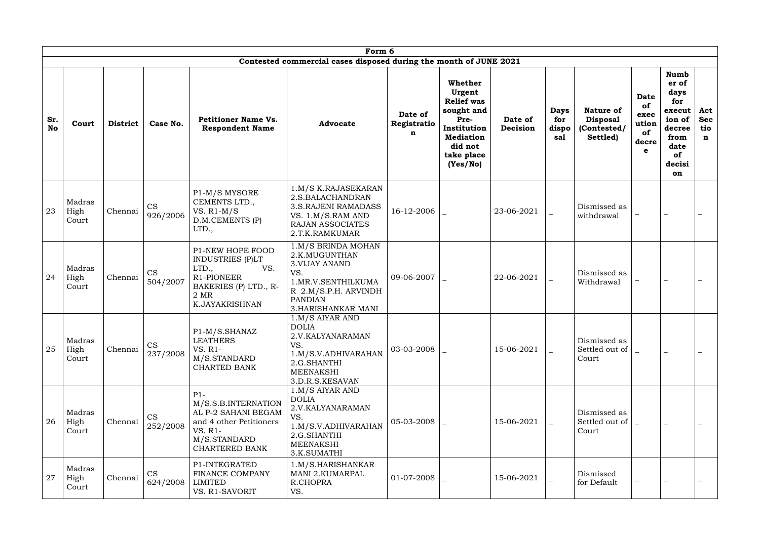| Form 6 | | | | | | | | | | | | | |
|---|---|---|---|---|---|---|---|---|---|---|---|---|---|
| Contested commercial cases disposed during the month of JUNE 2021 | | | | | | | | | | | | | |
| **Sr. No** | **Court** | **District** | **Case No.** | **Petitioner Name Vs. Respondent Name** | **Advocate** | **Date of Registration** | **Whether Urgent Relief was sought and Pre-Institution Mediation did not take place (Yes/No)** | **Date of Decision** | **Days for disposal** | **Nature of Disposal (Contested/ Settled)** | **Date of execution of decree** | **Number of days for execution of decree from date of decision** | **Act Section** |
| 23 | Madras High Court | Chennai | CS 926/2006 | P1-M/S MYSORE CEMENTS LTD., VS. R1-M/S D.M.CEMENTS (P) LTD., | 1.M/S K.RAJASEKARAN 2.S.BALACHANDRAN 3.S.RAJENI RAMADASS VS. 1.M/S.RAM AND RAJAN ASSOCIATES 2.T.K.RAMKUMAR | 16-12-2006 | _ | 23-06-2021 | _ | Dismissed as withdrawal | _ | _ | _ |
| 24 | Madras High Court | Chennai | CS 504/2007 | P1-NEW HOPE FOOD INDUSTRIES (P)LT LTD., VS. R1-PIONEER BAKERIES (P) LTD., R-2 MR K.JAYAKRISHNAN | 1.M/S BRINDA MOHAN 2.K.MUGUNTHAN 3.VIJAY ANAND VS. 1.MR.V.SENTHILKUMAR 2.M/S.P.H. ARVINDH PANDIAN 3.HARISHANKAR MANI | 09-06-2007 | _ | 22-06-2021 | _ | Dismissed as Withdrawal | _ | _ | _ |
| 25 | Madras High Court | Chennai | CS 237/2008 | P1-M/S.SHANAZ LEATHERS VS. R1-M/S.STANDARD CHARTED BANK | 1.M/S AIYAR AND DOLIA 2.V.KALYANARAMAN VS. 1.M/S.V.ADHIVARAHAN 2.G.SHANTHI MEENAKSHI 3.D.R.S.KESAVAN | 03-03-2008 | _ | 15-06-2021 | _ | Dismissed as Settled out of Court | _ | _ | _ |
| 26 | Madras High Court | Chennai | CS 252/2008 | P1-M/S.S.B.INTERNATIONAL P-2 SAHANI BEGAM and 4 other Petitioners VS. R1-M/S.STANDARD CHARTERED BANK | 1.M/S AIYAR AND DOLIA 2.V.KALYANARAMAN VS. 1.M/S.V.ADHIVARAHAN 2.G.SHANTHI MEENAKSHI 3.K.SUMATHI | 05-03-2008 | _ | 15-06-2021 | _ | Dismissed as Settled out of Court | _ | _ | _ |
| 27 | Madras High Court | Chennai | CS 624/2008 | P1-INTEGRATED FINANCE COMPANY LIMITED VS. R1-SAVORIT | 1.M/S.HARISHANKAR MANI 2.KUMARPAL R.CHOPRA VS. | 01-07-2008 | _ | 15-06-2021 | _ | Dismissed for Default | _ | _ | _ |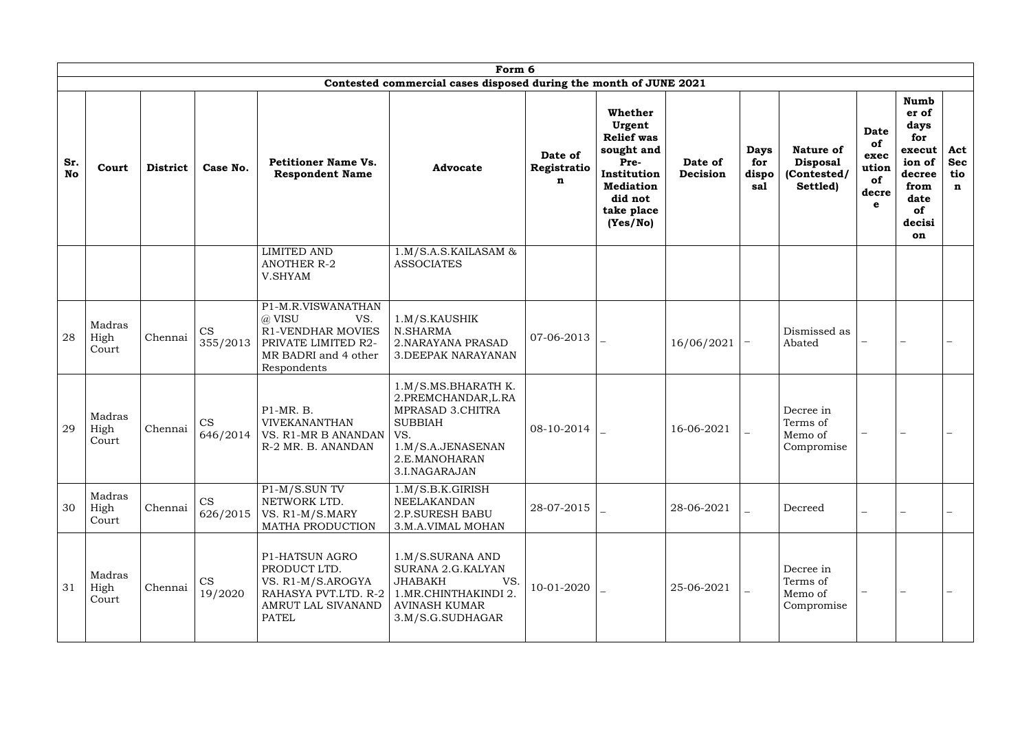| Form 6 | | | | | | | | | | | | | |
|---|---|---|---|---|---|---|---|---|---|---|---|---|---|
| Contested commercial cases disposed during the month of JUNE 2021 | | | | | | | | | | | | | |
| Sr. No | Court | District | Case No. | Petitioner Name Vs. Respondent Name | Advocate | Date of Registration | Whether Urgent Relief was sought and Pre-Institution Mediation did not take place (Yes/No) | Date of Decision | Days for disposal | Nature of Disposal (Contested/ Settled) | Date of execution of decree | Number of days for execution of decree from date of decision | Act Section |
| | | | | LIMITED AND ANOTHER R-2 V.SHYAM | 1.M/S.A.S.KAILASAM & ASSOCIATES | | | | | | | | |
| 28 | Madras High Court | Chennai | CS 355/2013 | P1-M.R.VISWANATHAN @ VISU VS. R1-VENDHAR MOVIES PRIVATE LIMITED R2-MR BADRI and 4 other Respondents | 1.M/S.KAUSHIK N.SHARMA 2.NARAYANA PRASAD 3.DEEPAK NARAYANAN | 07-06-2013 | _ | 16/06/2021 | – | Dismissed as Abated | – | – | – |
| 29 | Madras High Court | Chennai | CS 646/2014 | P1-MR. B. VIVEKANANTHAN VS. R1-MR B ANANDAN R-2 MR. B. ANANDAN | 1.M/S.MS.BHARATH K. 2.PREMCHANDAR,L.RAMPRASAD 3.CHITRA SUBBIAH VS. 1.M/S.A.JENASENAN 2.E.MANOHARAN 3.I.NAGARAJAN | 08-10-2014 | _ | 16-06-2021 | _ | Decree in Terms of Memo of Compromise | – | – | – |
| 30 | Madras High Court | Chennai | CS 626/2015 | P1-M/S.SUN TV NETWORK LTD. VS. R1-M/S.MARY MATHA PRODUCTION | 1.M/S.B.K.GIRISH NEELAKANDAN 2.P.SURESH BABU 3.M.A.VIMAL MOHAN | 28-07-2015 | _ | 28-06-2021 | _ | Decreed | _ | _ | – |
| 31 | Madras High Court | Chennai | CS 19/2020 | P1-HATSUN AGRO PRODUCT LTD. VS. R1-M/S.AROGYA RAHASYA PVT.LTD. R-2 AMRUT LAL SIVANAND PATEL | 1.M/S.SURANA AND SURANA 2.G.KALYAN JHABAKH VS. 1.MR.CHINTHAKINDI 2. AVINASH KUMAR 3.M/S.G.SUDHAGAR | 10-01-2020 | _ | 25-06-2021 | _ | Decree in Terms of Memo of Compromise | – | – | – |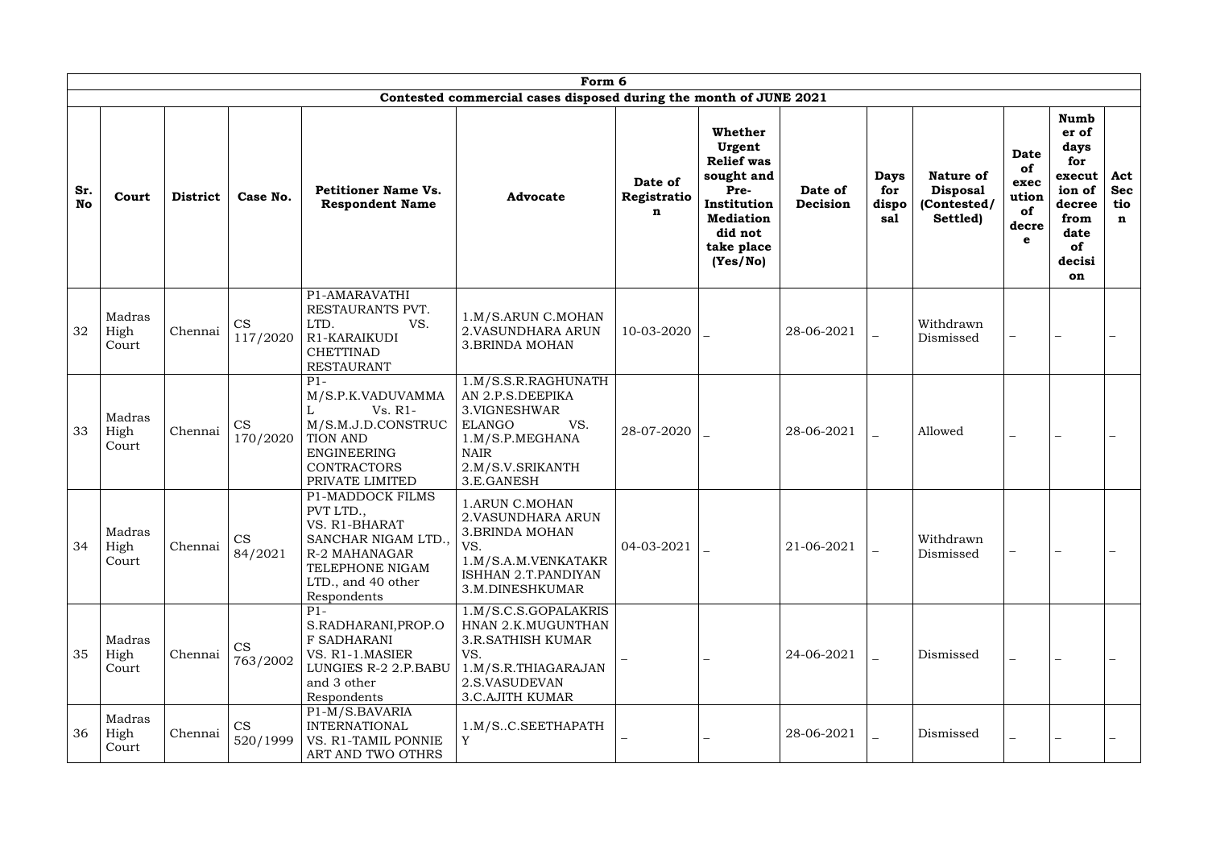| Form 6 | | | | | | | | | | | | | |
|---|---|---|---|---|---|---|---|---|---|---|---|---|---|
| Contested commercial cases disposed during the month of JUNE 2021 | | | | | | | | | | | | | |
| **Sr. No** | **Court** | **District** | **Case No.** | **Petitioner Name Vs. Respondent Name** | **Advocate** | **Date of Registration** | **Whether Urgent Relief was sought and Pre-Institution Mediation did not take place (Yes/No)** | **Date of Decision** | **Days for disposal** | **Nature of Disposal (Contested/ Settled)** | **Date of execution of decree** | **Number of days for execution of decree from date of decision** | **Act Section** |
| 32 | Madras High Court | Chennai | CS 117/2020 | P1-AMARAVATHI RESTAURANTS PVT. LTD. VS. R1-KARAIKUDI CHETTINAD RESTAURANT | 1.M/S.ARUN C.MOHAN 2.VASUNDHARA ARUN 3.BRINDA MOHAN | 10-03-2020 | _ | 28-06-2021 | _ | Withdrawn Dismissed | _ | _ | _ |
| 33 | Madras High Court | Chennai | CS 170/2020 | P1-M/S.P.K.VADUVAMMAL Vs. R1-M/S.M.J.D.CONSTRUCTION AND ENGINEERING CONTRACTORS PRIVATE LIMITED | 1.M/S.S.R.RAGHUNATHAN 2.P.S.DEEPIKA 3.VIGNESHWAR ELANGO VS. 1.M/S.P.MEGHANA NAIR 2.M/S.V.SRIKANTH 3.E.GANESH | 28-07-2020 | _ | 28-06-2021 | _ | Allowed | _ | _ | _ |
| 34 | Madras High Court | Chennai | CS 84/2021 | P1-MADDOCK FILMS PVT LTD., VS. R1-BHARAT SANCHAR NIGAM LTD., R-2 MAHANAGAR TELEPHONE NIGAM LTD., and 40 other Respondents | 1.ARUN C.MOHAN 2.VASUNDHARA ARUN 3.BRINDA MOHAN VS. 1.M/S.A.M.VENKATAKRISHHAN 2.T.PANDIYAN 3.M.DINESHKUMAR | 04-03-2021 | _ | 21-06-2021 | _ | Withdrawn Dismissed | _ | _ | _ |
| 35 | Madras High Court | Chennai | CS 763/2002 | P1-S.RADHARANI,PROP.OF SADHARANI VS. R1-1.MASIER LUNGIES R-2 2.P.BABU and 3 other Respondents | 1.M/S.C.S.GOPALAKRISHNAN 2.K.MUGUNTHAN 3.R.SATHISH KUMAR VS. 1.M/S.R.THIAGARAJAN 2.S.VASUDEVAN 3.C.AJITH KUMAR | _ | _ | 24-06-2021 | _ | Dismissed | _ | _ | _ |
| 36 | Madras High Court | Chennai | CS 520/1999 | P1-M/S.BAVARIA INTERNATIONAL VS. R1-TAMIL PONNIE ART AND TWO OTHRS | 1.M/S..C.SEETHAPATHY | _ | _ | 28-06-2021 | _ | Dismissed | _ | _ | _ |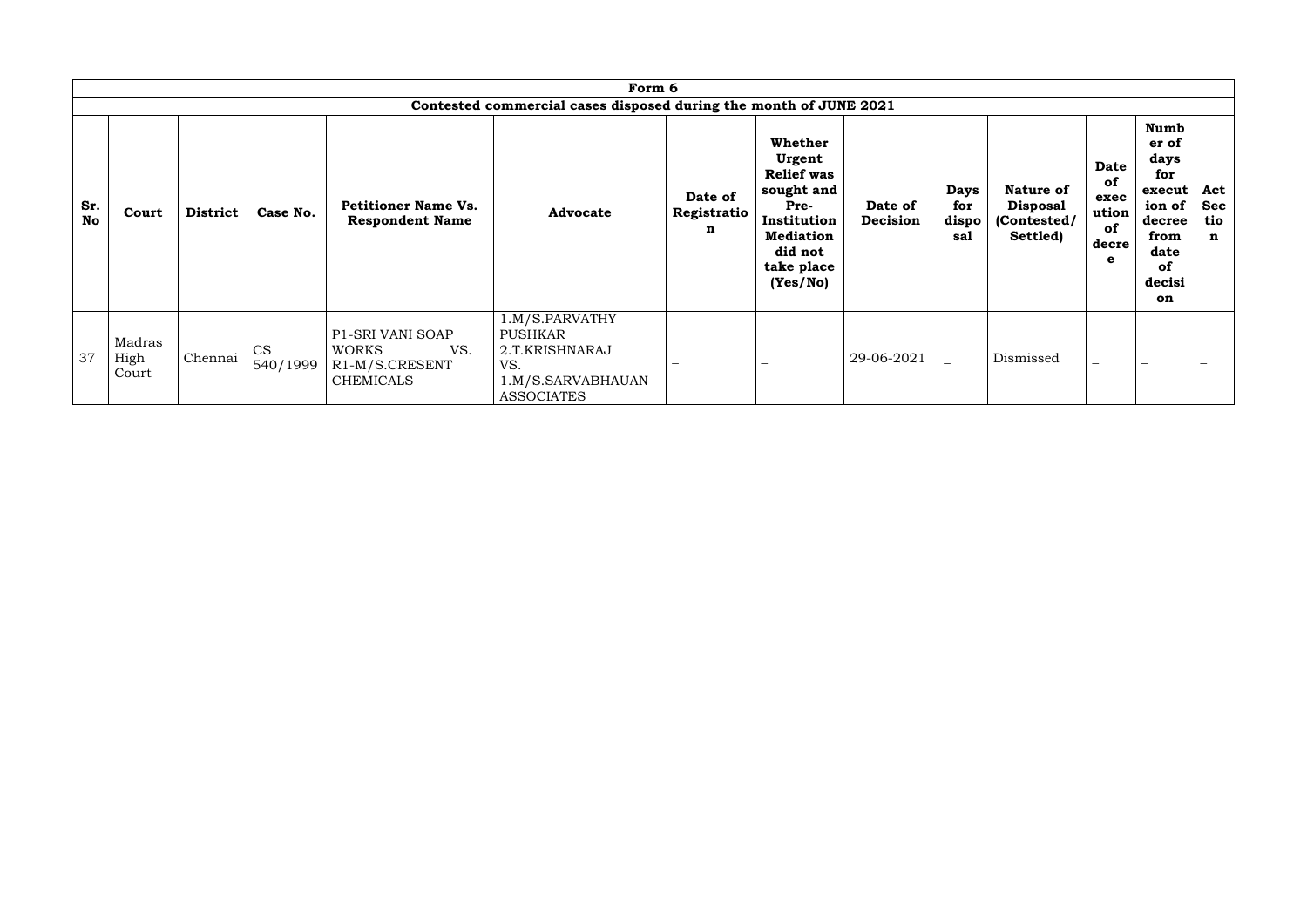## Form 6

### Contested commercial cases disposed during the month of JUNE 2021

| Sr. No | Court | District | Case No. | Petitioner Name Vs. Respondent Name | Advocate | Date of Registration | Whether Urgent Relief was sought and Pre-Institution Mediation did not take place (Yes/No) | Date of Decision | Days for disposal | Nature of Disposal (Contested/ Settled) | Date of execution of decree | Number of days for execution of decree from date of decision | Act Section |
|---|---|---|---|---|---|---|---|---|---|---|---|---|---|
| 37 | Madras High Court | Chennai | CS 540/1999 | P1-SRI VANI SOAP WORKS VS. R1-M/S.CRESENT CHEMICALS | 1.M/S.PARVATHY PUSHKAR 2.T.KRISHNARAJ VS. 1.M/S.SARVABHAUAN ASSOCIATES | – | – | 29-06-2021 | – | Dismissed | – | – | – |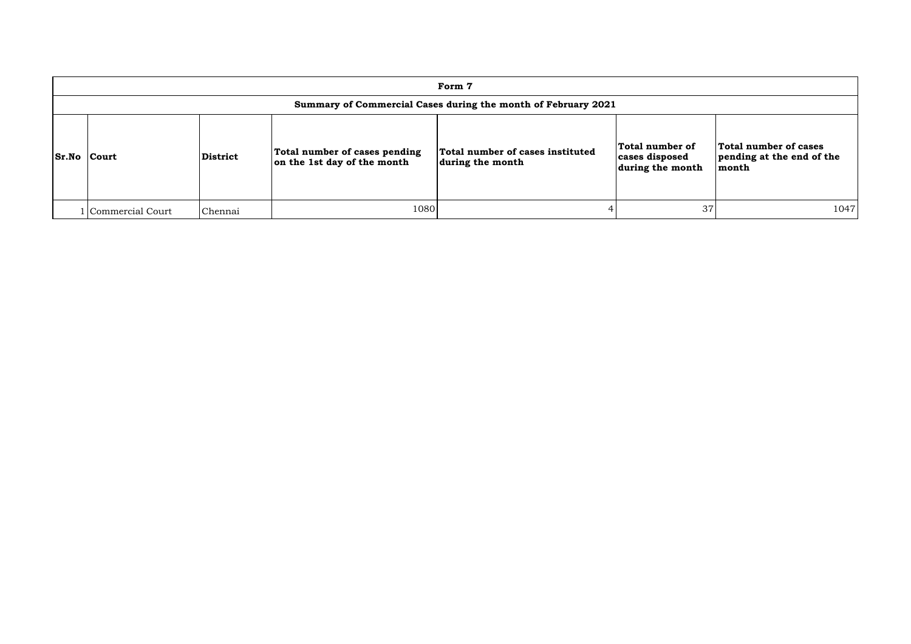# Form 7

## Summary of Commercial Cases during the month of February 2021

| Sr.No | Court | District | Total number of cases pending on the 1st day of the month | Total number of cases instituted during the month | Total number of cases disposed during the month | Total number of cases pending at the end of the month |
|---|---|---|---|---|---|---|
| 1 | Commercial Court | Chennai | 1080 | 4 | 37 | 1047 |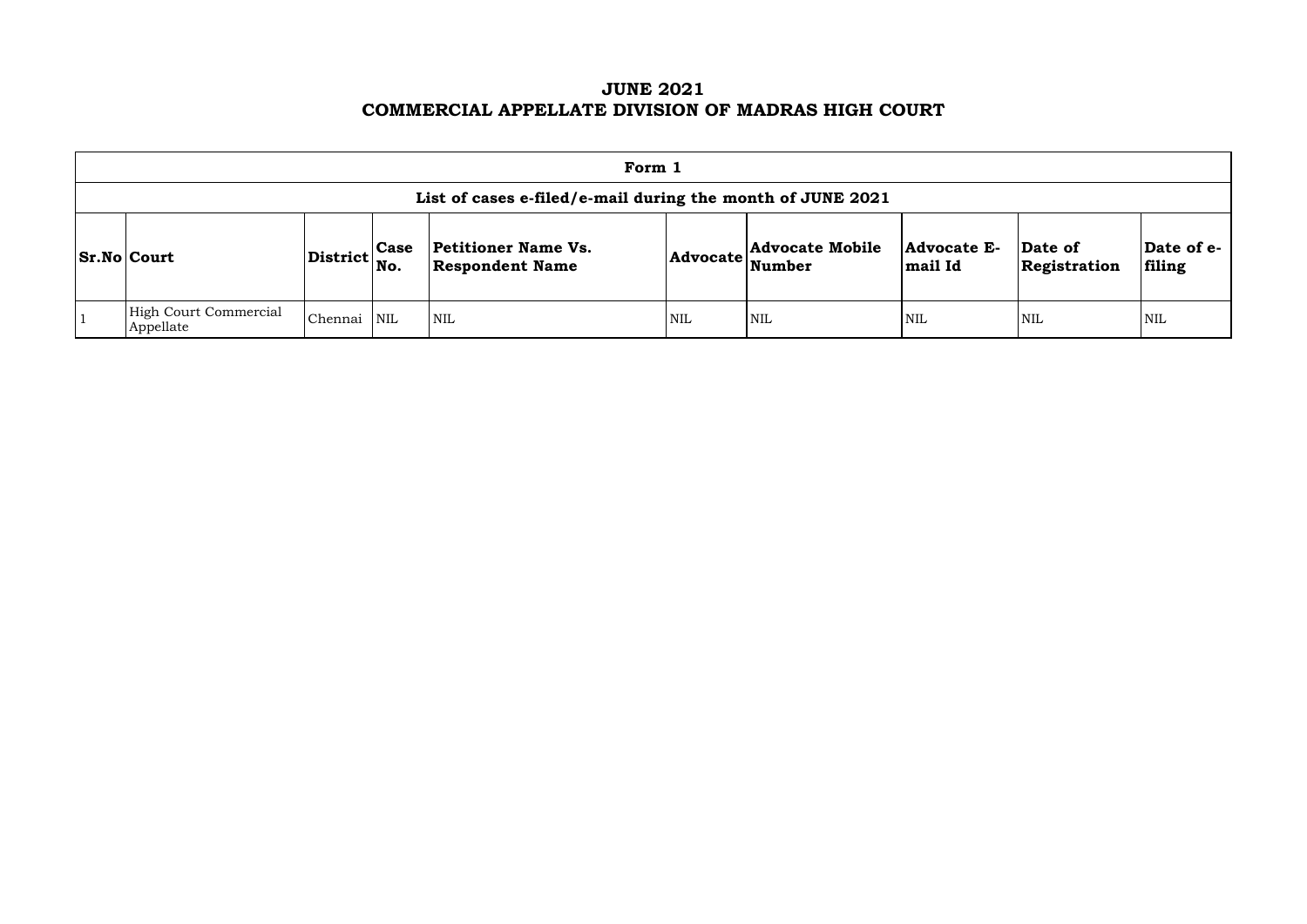# JUNE 2021
# COMMERCIAL APPELLATE DIVISION OF MADRAS HIGH COURT

| Form 1 | | | | | | | | | |
|---|---|---|---|---|---|---|---|---|---|
| **List of cases e-filed/e-mail during the month of JUNE 2021** | | | | | | | | | |
| **Sr.No** | **Court** | **District** | **Case No.** | **Petitioner Name Vs. Respondent Name** | **Advocate** | **Advocate Mobile Number** | **Advocate E-mail Id** | **Date of Registration** | **Date of e-filing** |
| 1 | High Court Commercial Appellate | Chennai | NIL | NIL | NIL | NIL | NIL | NIL | NIL |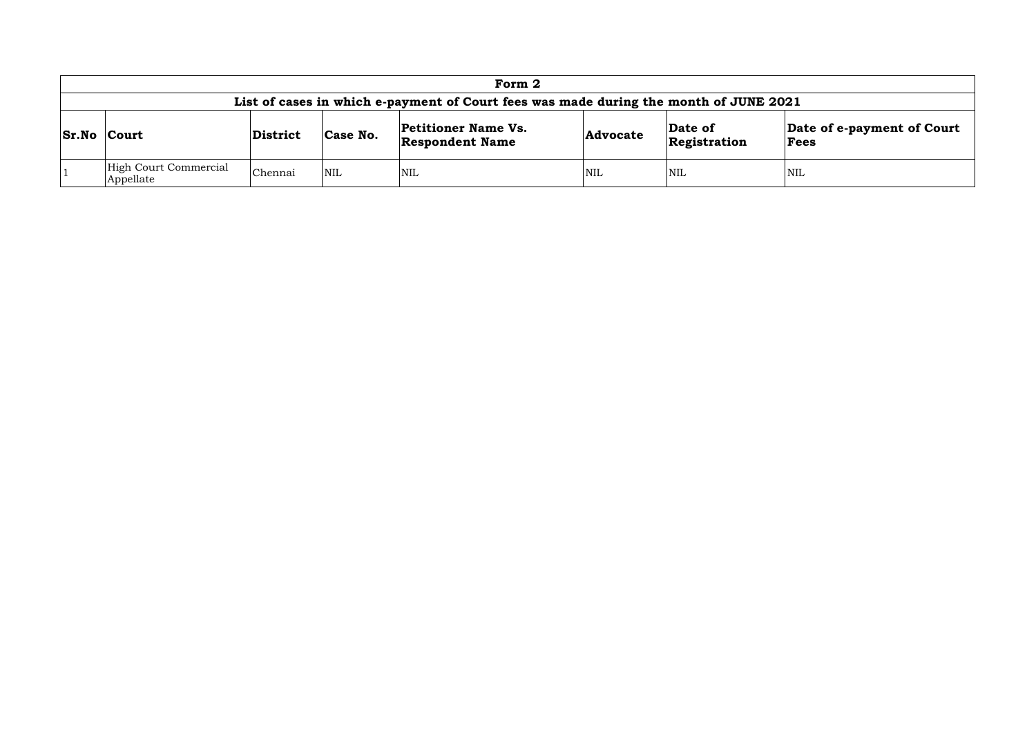| Form 2 | | | | | | | |
|---|---|---|---|---|---|---|---|
| **List of cases in which e-payment of Court fees was made during the month of JUNE 2021** | | | | | | | |
| **Sr.No** | **Court** | **District** | **Case No.** | **Petitioner Name Vs. Respondent Name** | **Advocate** | **Date of Registration** | **Date of e-payment of Court Fees** |
| 1 | High Court Commercial Appellate | Chennai | NIL | NIL | NIL | NIL | NIL |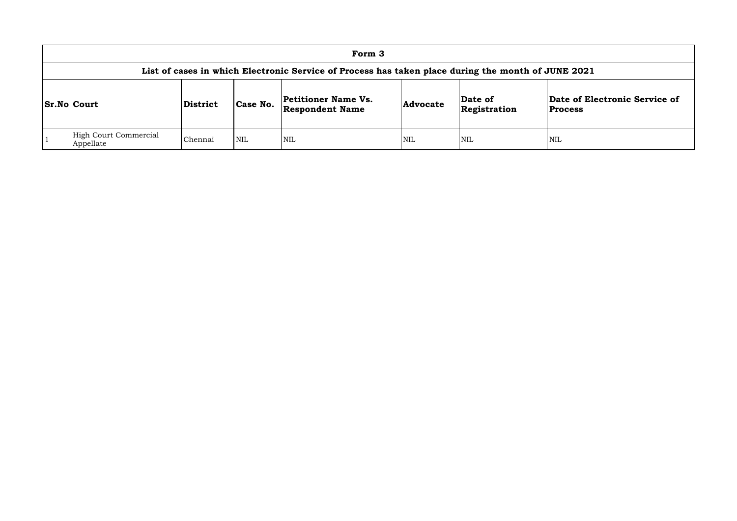| Form 3 | | | | | | | |
|---|---|---|---|---|---|---|---|
| List of cases in which Electronic Service of Process has taken place during the month of JUNE 2021 | | | | | | | |
| **Sr.No** | **Court** | **District** | **Case No.** | **Petitioner Name Vs. Respondent Name** | **Advocate** | **Date of Registration** | **Date of Electronic Service of Process** |
| 1 | High Court Commercial Appellate | Chennai | NIL | NIL | NIL | NIL | NIL |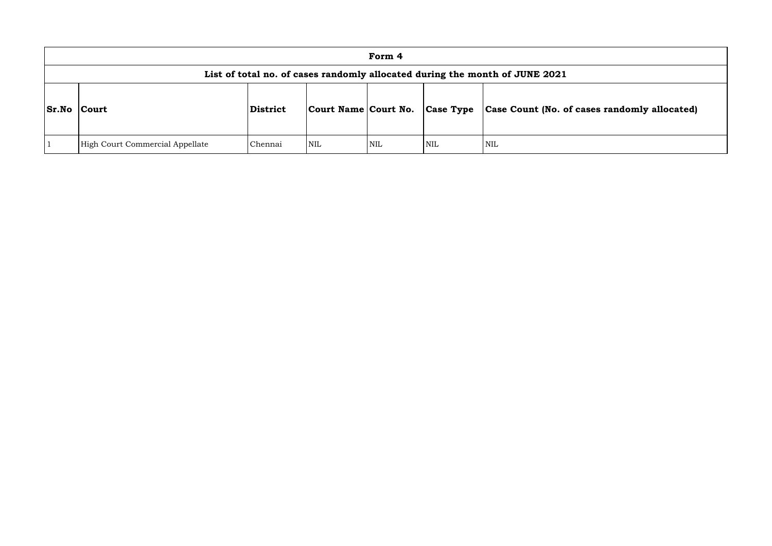| Form 4 | | | | | | |
|---|---|---|---|---|---|---|
| List of total no. of cases randomly allocated during the month of JUNE 2021 | | | | | | |
| **Sr.No** | **Court** | **District** | **Court Name** | **Court No.** | **Case Type** | **Case Count (No. of cases randomly allocated)** |
| 1 | High Court Commercial Appellate | Chennai | NIL | NIL | NIL | NIL |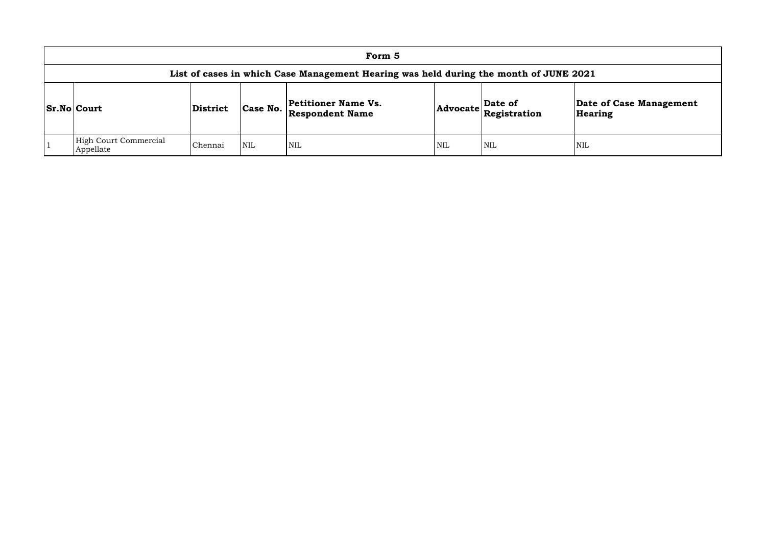| Form 5 | | | | | | | |
|---|---|---|---|---|---|---|---|
| **List of cases in which Case Management Hearing was held during the month of JUNE 2021** | | | | | | | |
| **Sr.No** | **Court** | **District** | **Case No.** | **Petitioner Name Vs. Respondent Name** | **Advocate** | **Date of Registration** | **Date of Case Management Hearing** |
| 1 | High Court Commercial Appellate | Chennai | NIL | NIL | NIL | NIL | NIL |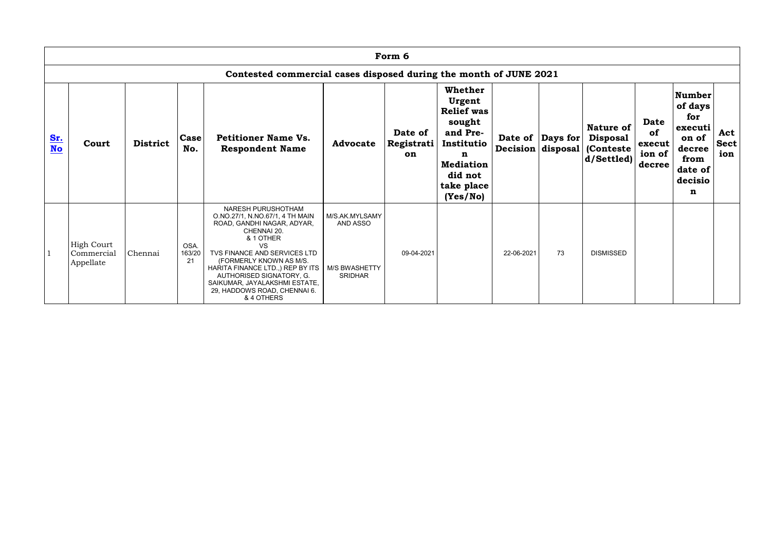## Form 6

### Contested commercial cases disposed during the month of JUNE 2021

| Sr. No | Court | District | Case No. | Petitioner Name Vs. Respondent Name | Advocate | Date of Registration | Whether Urgent Relief was sought and Pre-Institution Mediation did not take place (Yes/No) | Date of Decision | Days for disposal | Nature of Disposal (Contested/Settled) | Date of execution of decree | Number of days for execution of decree from date of decision | Act Section |
|---|---|---|---|---|---|---|---|---|---|---|---|---|---|
| 1 | High Court Commercial Appellate | Chennai | OSA. 163/2021 | NARESH PURUSHOTHAM O.NO.27/1, N.NO.67/1, 4 TH MAIN ROAD, GANDHI NAGAR, ADYAR, CHENNAI 20. & 1 OTHER VS TVS FINANCE AND SERVICES LTD (FORMERLY KNOWN AS M/S. HARITA FINANCE LTD.,) REP BY ITS AUTHORISED SIGNATORY, G. SAIKUMAR, JAYALAKSHMI ESTATE, 29, HADDOWS ROAD, CHENNAI 6. & 4 OTHERS | M/S.AK.MYLSAMY AND ASSO M/S BWASHETTY SRIDHAR | 09-04-2021 | | 22-06-2021 | 73 | DISMISSED | | | |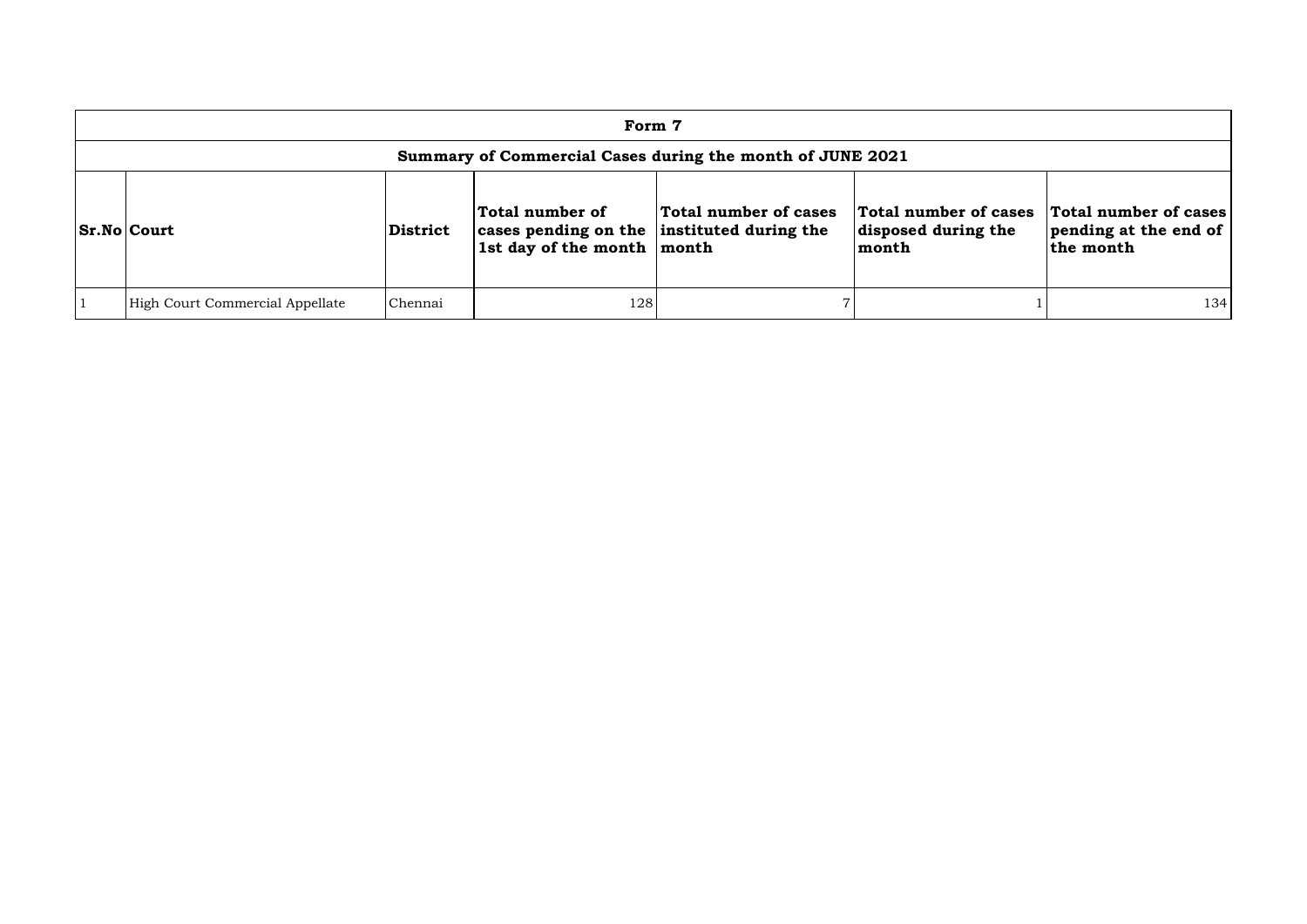# Form 7

## Summary of Commercial Cases during the month of JUNE 2021

| Sr.No | Court | District | Total number of cases pending on the 1st day of the month | Total number of cases instituted during the month | Total number of cases disposed during the month | Total number of cases pending at the end of the month |
|---|---|---|---|---|---|---|
| 1 | High Court Commercial Appellate | Chennai | 128 | 7 | 1 | 134 |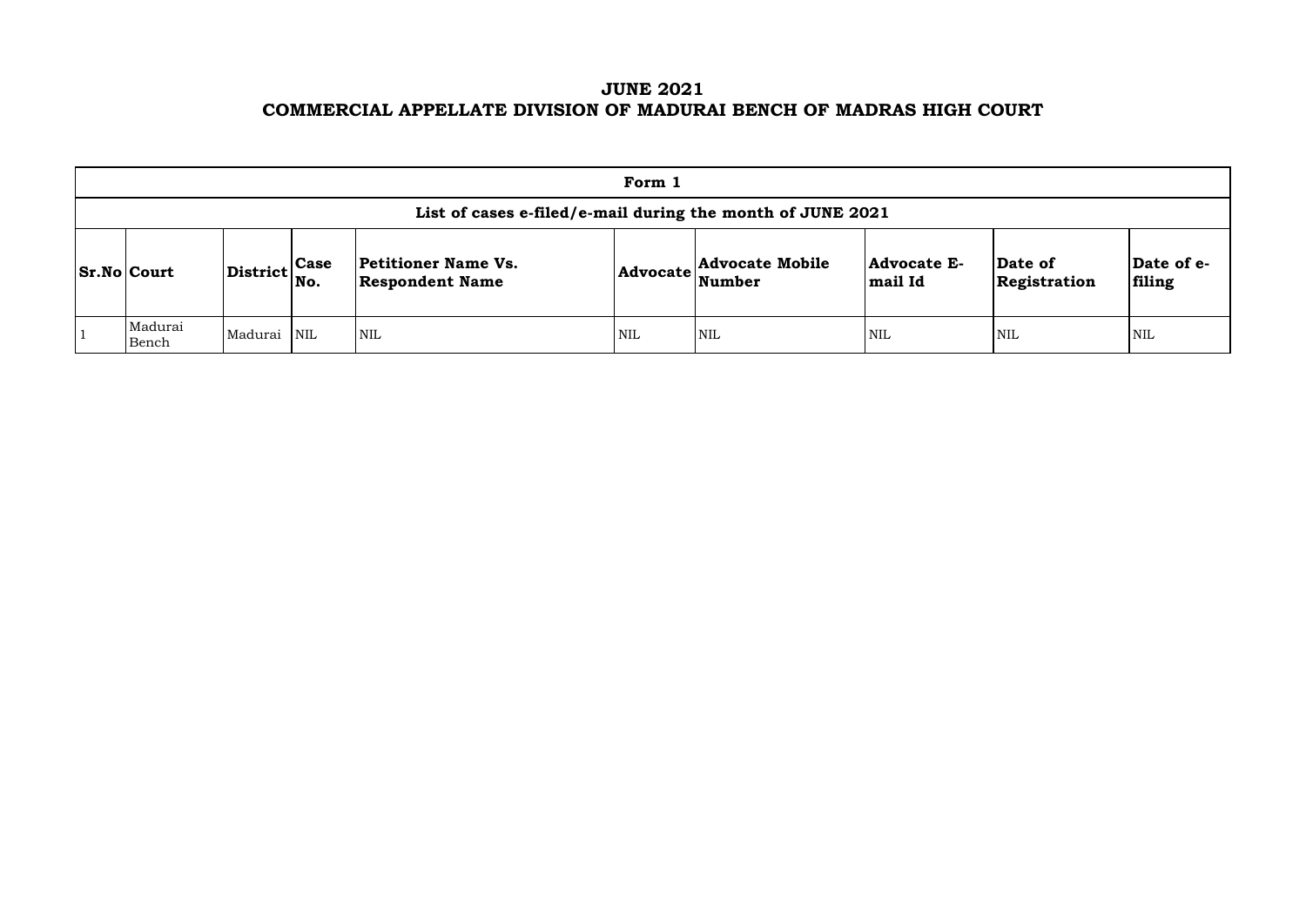# JUNE 2021
# COMMERCIAL APPELLATE DIVISION OF MADURAI BENCH OF MADRAS HIGH COURT

| Form 1 | | | | | | | | | |
|---|---|---|---|---|---|---|---|---|---|
| **List of cases e-filed/e-mail during the month of JUNE 2021** | | | | | | | | | |
| **Sr.No** | **Court** | **District** | **Case No.** | **Petitioner Name Vs. Respondent Name** | **Advocate** | **Advocate Mobile Number** | **Advocate E-mail Id** | **Date of Registration** | **Date of e-filing** |
| 1 | Madurai Bench | Madurai | NIL | NIL | NIL | NIL | NIL | NIL | NIL |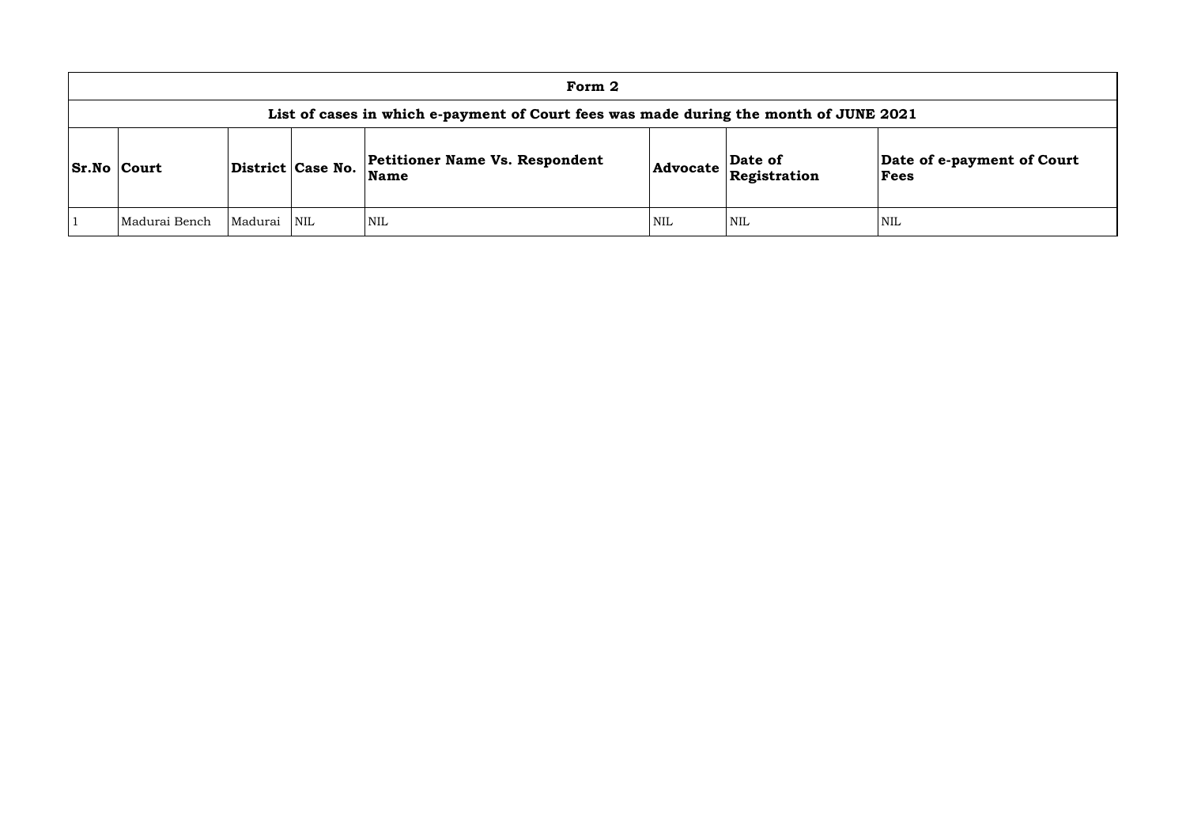| Form 2 | | | | | | | |
|---|---|---|---|---|---|---|---|
| **List of cases in which e-payment of Court fees was made during the month of JUNE 2021** | | | | | | | |
| **Sr.No** | **Court** | **District** | **Case No.** | **Petitioner Name Vs. Respondent Name** | **Advocate** | **Date of Registration** | **Date of e-payment of Court Fees** |
| 1 | Madurai Bench | Madurai | NIL | NIL | NIL | NIL | NIL |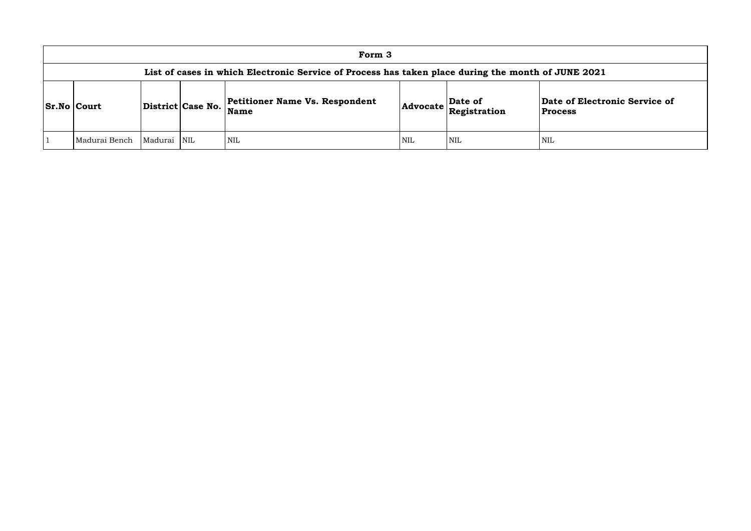# Form 3

## List of cases in which Electronic Service of Process has taken place during the month of JUNE 2021

| Sr.No | Court | District | Case No. | Petitioner Name Vs. Respondent Name | Advocate | Date of Registration | Date of Electronic Service of Process |
|---|---|---|---|---|---|---|---|
| 1 | Madurai Bench | Madurai | NIL | NIL | NIL | NIL | NIL |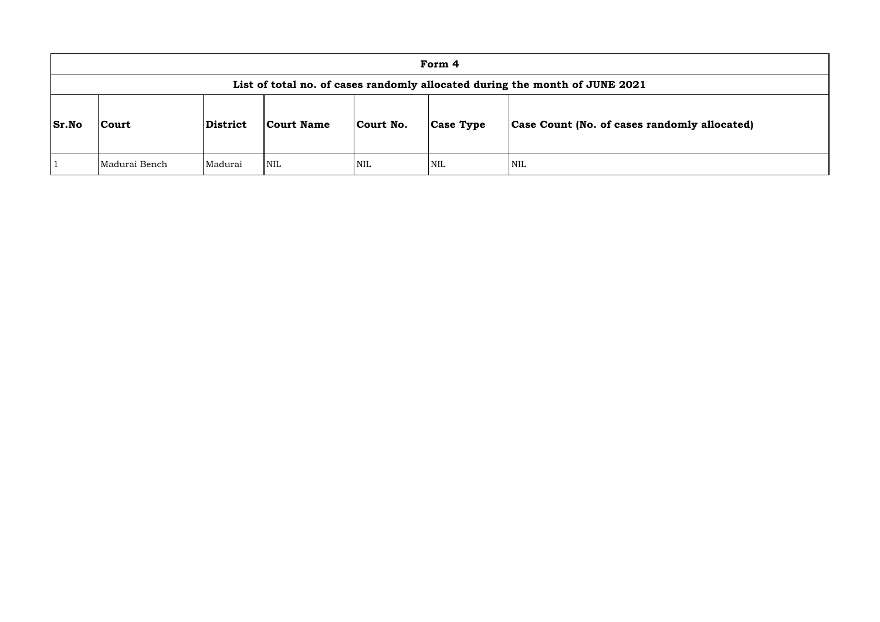| Form 4 | | | | | | |
|---|---|---|---|---|---|---|
| **List of total no. of cases randomly allocated during the month of JUNE 2021** | | | | | | |
| **Sr.No** | **Court** | **District** | **Court Name** | **Court No.** | **Case Type** | **Case Count (No. of cases randomly allocated)** |
| 1 | Madurai Bench | Madurai | NIL | NIL | NIL | NIL |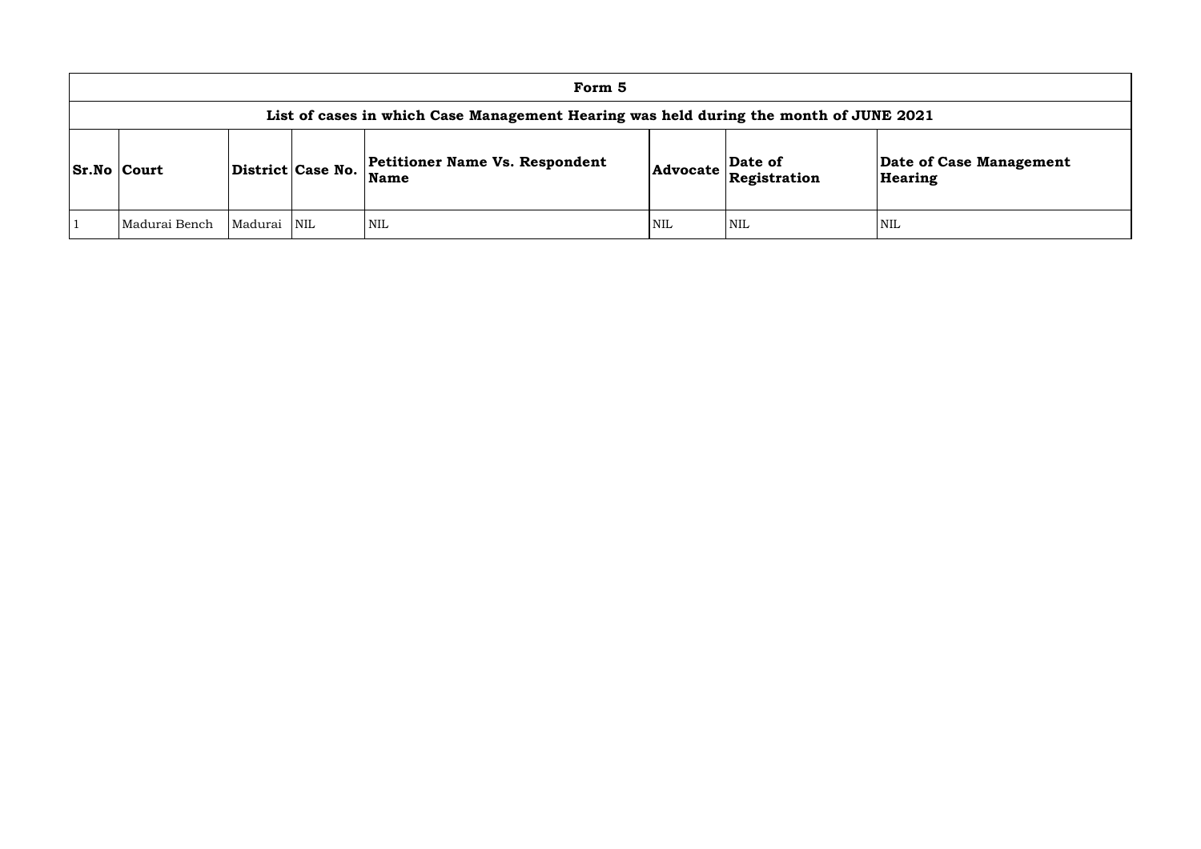# Form 5

## List of cases in which Case Management Hearing was held during the month of JUNE 2021

| Sr.No | Court | District | Case No. | Petitioner Name Vs. Respondent Name | Advocate | Date of Registration | Date of Case Management Hearing |
|---|---|---|---|---|---|---|---|
| 1 | Madurai Bench | Madurai | NIL | NIL | NIL | NIL | NIL |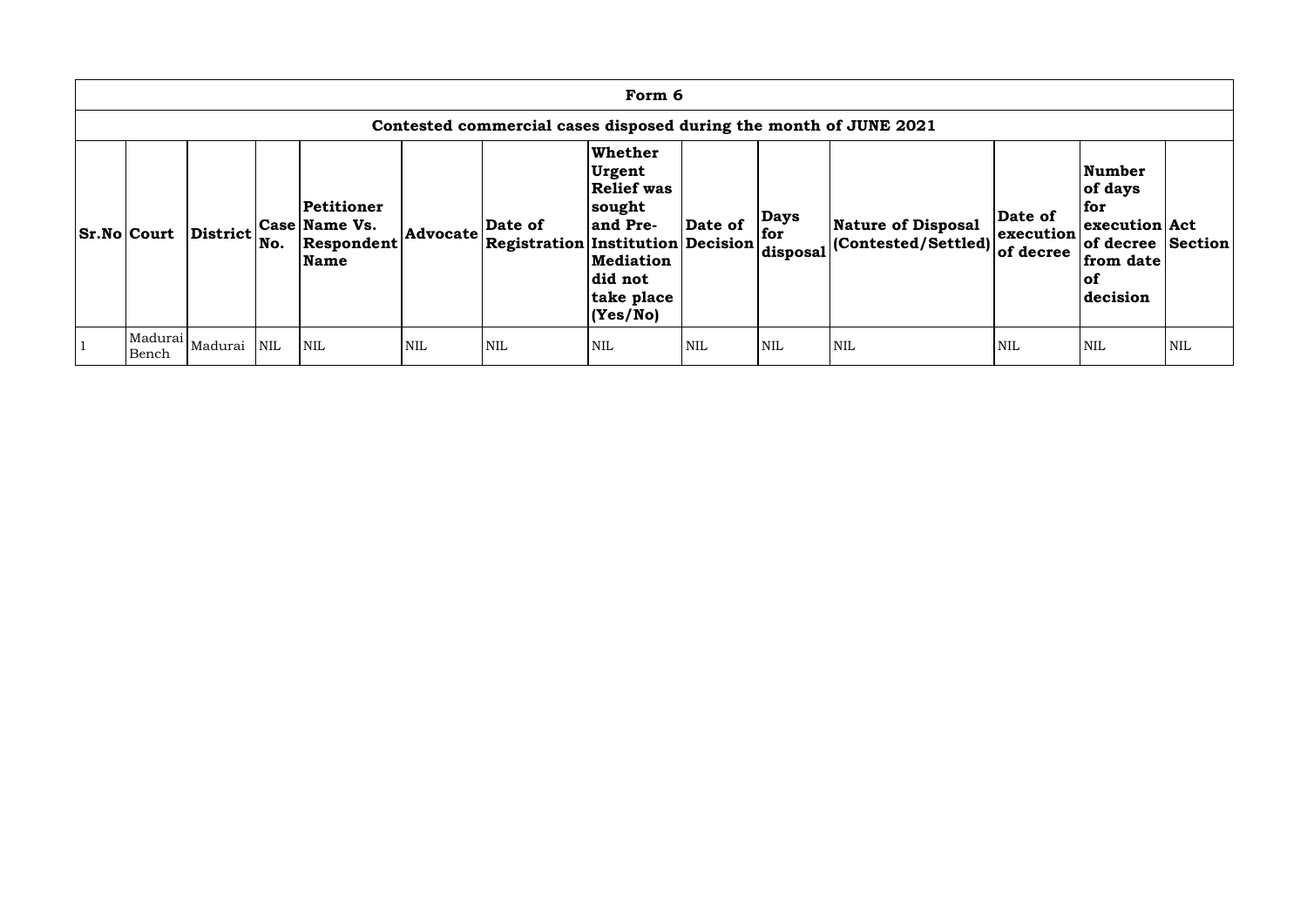| Form 6 | | | | | | | | | | | | | |
|---|---|---|---|---|---|---|---|---|---|---|---|---|---|
| Contested commercial cases disposed during the month of JUNE 2021 | | | | | | | | | | | | | |
| **Sr.No** | **Court** | **District** | **Case No.** | **Petitioner Name Vs. Respondent Name** | **Advocate** | **Date of Registration** | **Whether Urgent Relief was sought and Pre-Institution Mediation did not take place (Yes/No)** | **Date of Decision** | **Days for disposal** | **Nature of Disposal (Contested/Settled)** | **Date of execution of decree** | **Number of days for execution of decree from date of decision** | **Act Section** |
| 1 | Madurai Bench | Madurai | NIL | NIL | NIL | NIL | NIL | NIL | NIL | NIL | NIL | NIL | NIL |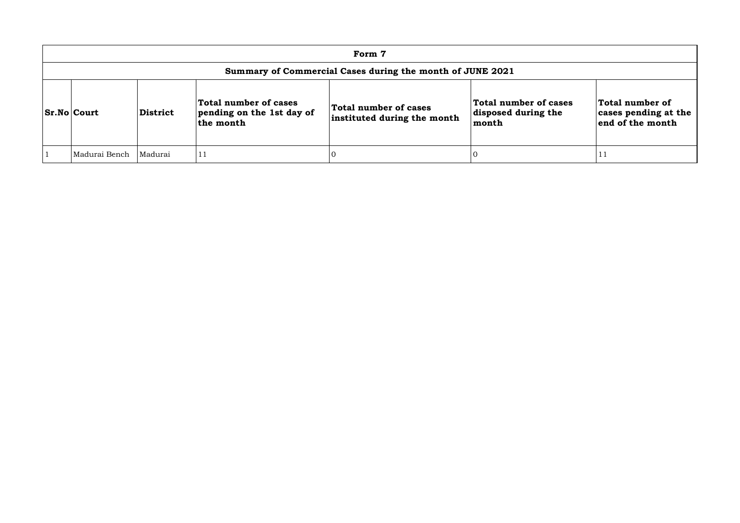# Form 7

## Summary of Commercial Cases during the month of JUNE 2021

| Sr.No | Court | District | Total number of cases pending on the 1st day of the month | Total number of cases instituted during the month | Total number of cases disposed during the month | Total number of cases pending at the end of the month |
|---|---|---|---|---|---|---|
| 1 | Madurai Bench | Madurai | 11 | 0 | 0 | 11 |